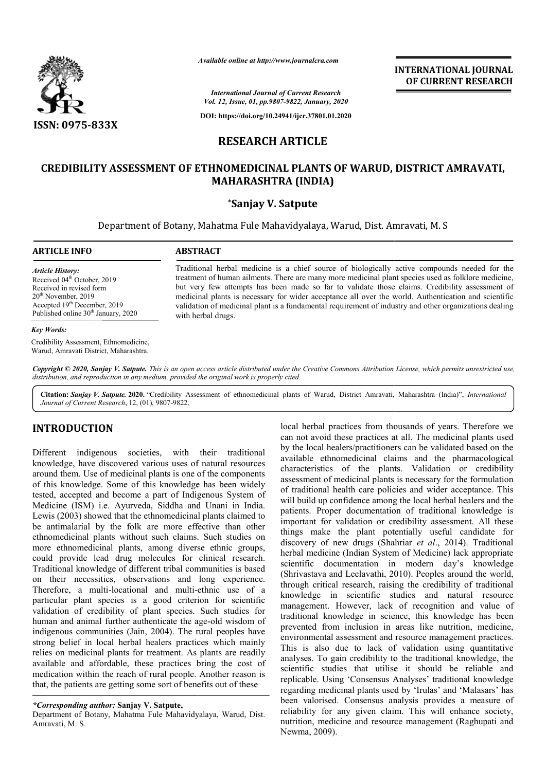*Available online at http://www.journalcra.com*

*International Journal of Current Research*
*Vol. 12, Issue, 01, pp.9807-9822, January, 2020*

**DOI: https://doi.org/10.24941/ijcr.37801.01.2020**

**ISSN: 0975-833X**

**INTERNATIONAL JOURNAL OF CURRENT RESEARCH**

## RESEARCH ARTICLE

# CREDIBILITY ASSESSMENT OF ETHNOMEDICINAL PLANTS OF WARUD, DISTRICT AMRAVATI, MAHARASHTRA (INDIA)

**\*Sanjay V. Satpute**

Department of Botany, Mahatma Fule Mahavidyalaya, Warud, Dist. Amravati, M. S

### ARTICLE INFO

*Article History:*
Received 04th October, 2019
Received in revised form 20th November, 2019
Accepted 19th December, 2019
Published online 30th January, 2020

*Key Words:*
Credibility Assessment, Ethnomedicine, Warud, Amravati District, Maharashtra.

### ABSTRACT

Traditional herbal medicine is a chief source of biologically active compounds needed for the treatment of human ailments. There are many more medicinal plant species used as folklore medicine, but very few attempts has been made so far to validate those claims. Credibility assessment of medicinal plants is necessary for wider acceptance all over the world. Authentication and scientific validation of medicinal plant is a fundamental requirement of industry and other organizations dealing with herbal drugs.

*Copyright © 2020, Sanjay V. Satpute. This is an open access article distributed under the Creative Commons Attribution License, which permits unrestricted use, distribution, and reproduction in any medium, provided the original work is properly cited.*

**Citation:** *Sanjay V. Satpute.* **2020.** "Credibility Assessment of ethnomedicinal plants of Warud, District Amravati, Maharashtra (India)", *International Journal of Current Research*, 12, (01), 9807-9822.

## INTRODUCTION

Different indigenous societies, with their traditional knowledge, have discovered various uses of natural resources around them. Use of medicinal plants is one of the components of this knowledge. Some of this knowledge has been widely tested, accepted and become a part of Indigenous System of Medicine (ISM) i.e. Ayurveda, Siddha and Unani in India. Lewis (2003) showed that the ethnomedicinal plants claimed to be antimalarial by the folk are more effective than other ethnomedicinal plants without such claims. Such studies on more ethnomedicinal plants, among diverse ethnic groups, could provide lead drug molecules for clinical research. Traditional knowledge of different tribal communities is based on their necessities, observations and long experience. Therefore, a multi-locational and multi-ethnic use of a particular plant species is a good criterion for scientific validation of credibility of plant species. Such studies for human and animal further authenticate the age-old wisdom of indigenous communities (Jain, 2004). The rural peoples have strong belief in local herbal healers practices which mainly relies on medicinal plants for treatment. As plants are readily available and affordable, these practices bring the cost of medication within the reach of rural people. Another reason is that, the patients are getting some sort of benefits out of these local herbal practices from thousands of years. Therefore we can not avoid these practices at all. The medicinal plants used by the local healers/practitioners can be validated based on the available ethnomedicinal claims and the pharmacological characteristics of the plants. Validation or credibility assessment of medicinal plants is necessary for the formulation of traditional health care policies and wider acceptance. This will build up confidence among the local herbal healers and the patients. Proper documentation of traditional knowledge is important for validation or credibility assessment. All these things make the plant potentially useful candidate for discovery of new drugs (Shahriar *et al*., 2014). Traditional herbal medicine (Indian System of Medicine) lack appropriate scientific documentation in modern day's knowledge (Shrivastava and Leelavathi, 2010). Peoples around the world, through critical research, raising the credibility of traditional knowledge in scientific studies and natural resource management. However, lack of recognition and value of traditional knowledge in science, this knowledge has been prevented from inclusion in areas like nutrition, medicine, environmental assessment and resource management practices. This is also due to lack of validation using quantitative analyses. To gain credibility to the traditional knowledge, the scientific studies that utilise it should be reliable and replicable. Using 'Consensus Analyses' traditional knowledge regarding medicinal plants used by 'Irulas' and 'Malasars' has been valorised. Consensus analysis provides a measure of reliability for any given claim. This will enhance society, nutrition, medicine and resource management (Raghupati and Newma, 2009).

***Corresponding author:** Sanjay V. Satpute,
Department of Botany, Mahatma Fule Mahavidyalaya, Warud, Dist. Amravati, M. S.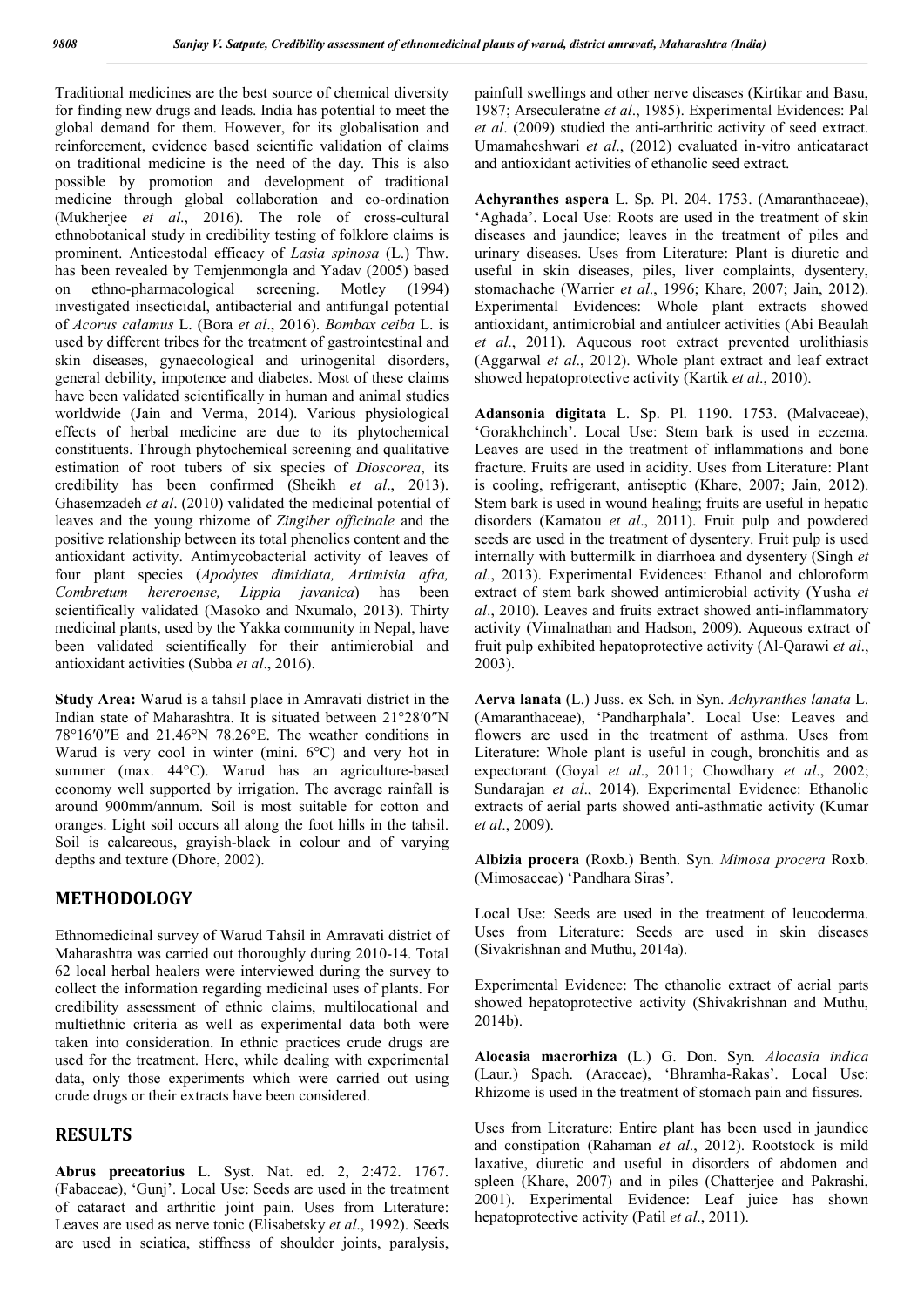Traditional medicines are the best source of chemical diversity for finding new drugs and leads. India has potential to meet the global demand for them. However, for its globalisation and reinforcement, evidence based scientific validation of claims on traditional medicine is the need of the day. This is also possible by promotion and development of traditional medicine through global collaboration and co-ordination (Mukherjee *et al*., 2016). The role of cross-cultural ethnobotanical study in credibility testing of folklore claims is prominent. Anticestodal efficacy of *Lasia spinosa* (L.) Thw. has been revealed by Temjenmongla and Yadav (2005) based on ethno-pharmacological screening. Motley (1994) investigated insecticidal, antibacterial and antifungal potential of *Acorus calamus* L. (Bora *et al*., 2016). *Bombax ceiba* L. is used by different tribes for the treatment of gastrointestinal and skin diseases, gynaecological and urinogenital disorders, general debility, impotence and diabetes. Most of these claims have been validated scientifically in human and animal studies worldwide (Jain and Verma, 2014). Various physiological effects of herbal medicine are due to its phytochemical constituents. Through phytochemical screening and qualitative estimation of root tubers of six species of *Dioscorea*, its credibility has been confirmed (Sheikh *et al*., 2013). Ghasemzadeh *et al*. (2010) validated the medicinal potential of leaves and the young rhizome of *Zingiber officinale* and the positive relationship between its total phenolics content and the antioxidant activity. Antimycobacterial activity of leaves of four plant species (*Apodytes dimidiata, Artimisia afra, Combretum hereroense, Lippia javanica*) has been scientifically validated (Masoko and Nxumalo, 2013). Thirty medicinal plants, used by the Yakka community in Nepal, have been validated scientifically for their antimicrobial and antioxidant activities (Subba *et al*., 2016).

**Study Area:** Warud is a tahsil place in Amravati district in the Indian state of Maharashtra. It is situated between 21°28′0″N 78°16′0″E and 21.46°N 78.26°E. The weather conditions in Warud is very cool in winter (mini. 6°C) and very hot in summer (max. 44°C). Warud has an agriculture-based economy well supported by irrigation. The average rainfall is around 900mm/annum. Soil is most suitable for cotton and oranges. Light soil occurs all along the foot hills in the tahsil. Soil is calcareous, grayish-black in colour and of varying depths and texture (Dhore, 2002).

## METHODOLOGY

Ethnomedicinal survey of Warud Tahsil in Amravati district of Maharashtra was carried out thoroughly during 2010-14. Total 62 local herbal healers were interviewed during the survey to collect the information regarding medicinal uses of plants. For credibility assessment of ethnic claims, multilocational and multiethnic criteria as well as experimental data both were taken into consideration. In ethnic practices crude drugs are used for the treatment. Here, while dealing with experimental data, only those experiments which were carried out using crude drugs or their extracts have been considered.

## RESULTS

**Abrus precatorius** L. Syst. Nat. ed. 2, 2:472. 1767. (Fabaceae), 'Gunj'. Local Use: Seeds are used in the treatment of cataract and arthritic joint pain. Uses from Literature: Leaves are used as nerve tonic (Elisabetsky *et al*., 1992). Seeds are used in sciatica, stiffness of shoulder joints, paralysis, painfull swellings and other nerve diseases (Kirtikar and Basu, 1987; Arseculeratne *et al*., 1985). Experimental Evidences: Pal *et al*. (2009) studied the anti-arthritic activity of seed extract. Umamaheshwari *et al*., (2012) evaluated in-vitro anticataract and antioxidant activities of ethanolic seed extract.

**Achyranthes aspera** L. Sp. Pl. 204. 1753. (Amaranthaceae), 'Aghada'. Local Use: Roots are used in the treatment of skin diseases and jaundice; leaves in the treatment of piles and urinary diseases. Uses from Literature: Plant is diuretic and useful in skin diseases, piles, liver complaints, dysentery, stomachache (Warrier *et al*., 1996; Khare, 2007; Jain, 2012). Experimental Evidences: Whole plant extracts showed antioxidant, antimicrobial and antiulcer activities (Abi Beaulah *et al*., 2011). Aqueous root extract prevented urolithiasis (Aggarwal *et al*., 2012). Whole plant extract and leaf extract showed hepatoprotective activity (Kartik *et al*., 2010).

**Adansonia digitata** L. Sp. Pl. 1190. 1753. (Malvaceae), 'Gorakhchinch'. Local Use: Stem bark is used in eczema. Leaves are used in the treatment of inflammations and bone fracture. Fruits are used in acidity. Uses from Literature: Plant is cooling, refrigerant, antiseptic (Khare, 2007; Jain, 2012). Stem bark is used in wound healing; fruits are useful in hepatic disorders (Kamatou *et al*., 2011). Fruit pulp and powdered seeds are used in the treatment of dysentery. Fruit pulp is used internally with buttermilk in diarrhoea and dysentery (Singh *et al*., 2013). Experimental Evidences: Ethanol and chloroform extract of stem bark showed antimicrobial activity (Yusha *et al*., 2010). Leaves and fruits extract showed anti-inflammatory activity (Vimalnathan and Hadson, 2009). Aqueous extract of fruit pulp exhibited hepatoprotective activity (Al-Qarawi *et al*., 2003).

**Aerva lanata** (L.) Juss. ex Sch. in Syn. *Achyranthes lanata* L. (Amaranthaceae), 'Pandharphala'. Local Use: Leaves and flowers are used in the treatment of asthma. Uses from Literature: Whole plant is useful in cough, bronchitis and as expectorant (Goyal *et al*., 2011; Chowdhary *et al*., 2002; Sundarajan *et al*., 2014). Experimental Evidence: Ethanolic extracts of aerial parts showed anti-asthmatic activity (Kumar *et al*., 2009).

**Albizia procera** (Roxb.) Benth. Syn. *Mimosa procera* Roxb. (Mimosaceae) 'Pandhara Siras'.

Local Use: Seeds are used in the treatment of leucoderma. Uses from Literature: Seeds are used in skin diseases (Sivakrishnan and Muthu, 2014a).

Experimental Evidence: The ethanolic extract of aerial parts showed hepatoprotective activity (Shivakrishnan and Muthu, 2014b).

**Alocasia macrorhiza** (L.) G. Don. Syn. *Alocasia indica* (Laur.) Spach. (Araceae), 'Bhramha-Rakas'. Local Use: Rhizome is used in the treatment of stomach pain and fissures.

Uses from Literature: Entire plant has been used in jaundice and constipation (Rahaman *et al*., 2012). Rootstock is mild laxative, diuretic and useful in disorders of abdomen and spleen (Khare, 2007) and in piles (Chatterjee and Pakrashi, 2001). Experimental Evidence: Leaf juice has shown hepatoprotective activity (Patil *et al*., 2011).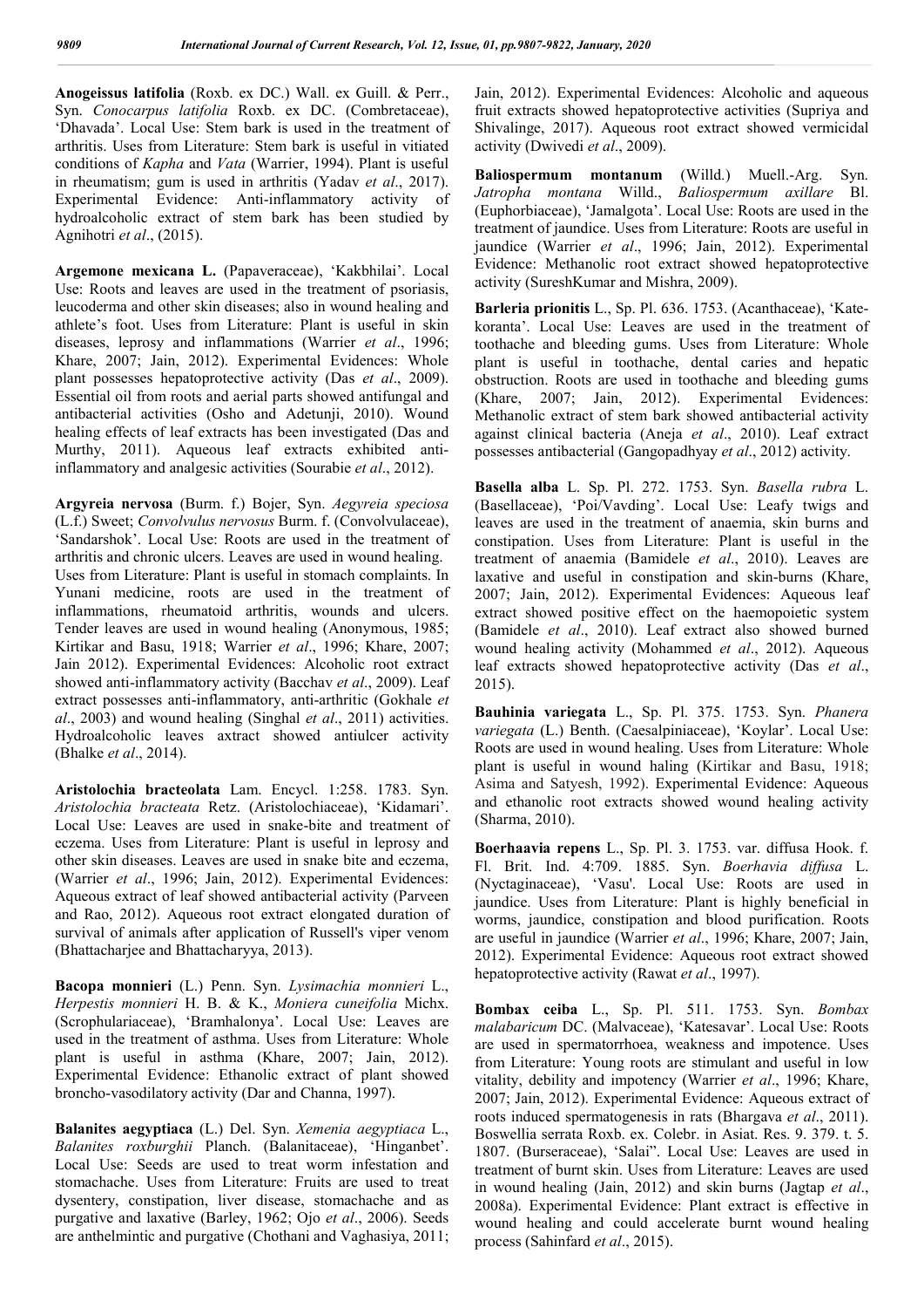**Anogeissus latifolia** (Roxb. ex DC.) Wall. ex Guill. & Perr., Syn. *Conocarpus latifolia* Roxb. ex DC. (Combretaceae), 'Dhavada'. Local Use: Stem bark is used in the treatment of arthritis. Uses from Literature: Stem bark is useful in vitiated conditions of *Kapha* and *Vata* (Warrier, 1994). Plant is useful in rheumatism; gum is used in arthritis (Yadav *et al*., 2017). Experimental Evidence: Anti-inflammatory activity of hydroalcoholic extract of stem bark has been studied by Agnihotri *et al*., (2015).

**Argemone mexicana L.** (Papaveraceae), 'Kakbhilai'. Local Use: Roots and leaves are used in the treatment of psoriasis, leucoderma and other skin diseases; also in wound healing and athlete's foot. Uses from Literature: Plant is useful in skin diseases, leprosy and inflammations (Warrier *et al*., 1996; Khare, 2007; Jain, 2012). Experimental Evidences: Whole plant possesses hepatoprotective activity (Das *et al*., 2009). Essential oil from roots and aerial parts showed antifungal and antibacterial activities (Osho and Adetunji, 2010). Wound healing effects of leaf extracts has been investigated (Das and Murthy, 2011). Aqueous leaf extracts exhibited anti-inflammatory and analgesic activities (Sourabie *et al*., 2012).

**Argyreia nervosa** (Burm. f.) Bojer, Syn. *Aegyreia speciosa* (L.f.) Sweet; *Convolvulus nervosus* Burm. f. (Convolvulaceae), 'Sandarshok'. Local Use: Roots are used in the treatment of arthritis and chronic ulcers. Leaves are used in wound healing. Uses from Literature: Plant is useful in stomach complaints. In Yunani medicine, roots are used in the treatment of inflammations, rheumatoid arthritis, wounds and ulcers. Tender leaves are used in wound healing (Anonymous, 1985; Kirtikar and Basu, 1918; Warrier *et al*., 1996; Khare, 2007; Jain 2012). Experimental Evidences: Alcoholic root extract showed anti-inflammatory activity (Bacchav *et al*., 2009). Leaf extract possesses anti-inflammatory, anti-arthritic (Gokhale *et al*., 2003) and wound healing (Singhal *et al*., 2011) activities. Hydroalcoholic leaves axtract showed antiulcer activity (Bhalke *et al*., 2014).

**Aristolochia bracteolata** Lam. Encycl. 1:258. 1783. Syn. *Aristolochia bracteata* Retz. (Aristolochiaceae), 'Kidamari'. Local Use: Leaves are used in snake-bite and treatment of eczema. Uses from Literature: Plant is useful in leprosy and other skin diseases. Leaves are used in snake bite and eczema, (Warrier *et al*., 1996; Jain, 2012). Experimental Evidences: Aqueous extract of leaf showed antibacterial activity (Parveen and Rao, 2012). Aqueous root extract elongated duration of survival of animals after application of Russell's viper venom (Bhattacharjee and Bhattacharyya, 2013).

**Bacopa monnieri** (L.) Penn. Syn. *Lysimachia monnieri* L., *Herpestis monnieri* H. B. & K., *Moniera cuneifolia* Michx. (Scrophulariaceae), 'Bramhalonya'. Local Use: Leaves are used in the treatment of asthma. Uses from Literature: Whole plant is useful in asthma (Khare, 2007; Jain, 2012). Experimental Evidence: Ethanolic extract of plant showed broncho-vasodilatory activity (Dar and Channa, 1997).

**Balanites aegyptiaca** (L.) Del. Syn. *Xemenia aegyptiaca* L., *Balanites roxburghii* Planch. (Balanitaceae), 'Hinganbet'. Local Use: Seeds are used to treat worm infestation and stomachache. Uses from Literature: Fruits are used to treat dysentery, constipation, liver disease, stomachache and as purgative and laxative (Barley, 1962; Ojo *et al*., 2006). Seeds are anthelmintic and purgative (Chothani and Vaghasiya, 2011; Jain, 2012). Experimental Evidences: Alcoholic and aqueous fruit extracts showed hepatoprotective activities (Supriya and Shivalinge, 2017). Aqueous root extract showed vermicidal activity (Dwivedi *et al*., 2009).

**Baliospermum montanum** (Willd.) Muell.-Arg. Syn. *Jatropha montana* Willd., *Baliospermum axillare* Bl. (Euphorbiaceae), 'Jamalgota'. Local Use: Roots are used in the treatment of jaundice. Uses from Literature: Roots are useful in jaundice (Warrier *et al*., 1996; Jain, 2012). Experimental Evidence: Methanolic root extract showed hepatoprotective activity (SureshKumar and Mishra, 2009).

**Barleria prionitis** L., Sp. Pl. 636. 1753. (Acanthaceae), 'Kate-koranta'. Local Use: Leaves are used in the treatment of toothache and bleeding gums. Uses from Literature: Whole plant is useful in toothache, dental caries and hepatic obstruction. Roots are used in toothache and bleeding gums (Khare, 2007; Jain, 2012). Experimental Evidences: Methanolic extract of stem bark showed antibacterial activity against clinical bacteria (Aneja *et al*., 2010). Leaf extract possesses antibacterial (Gangopadhyay *et al*., 2012) activity.

**Basella alba** L. Sp. Pl. 272. 1753. Syn. *Basella rubra* L. (Basellaceae), 'Poi/Vavding'. Local Use: Leafy twigs and leaves are used in the treatment of anaemia, skin burns and constipation. Uses from Literature: Plant is useful in the treatment of anaemia (Bamidele *et al*., 2010). Leaves are laxative and useful in constipation and skin-burns (Khare, 2007; Jain, 2012). Experimental Evidences: Aqueous leaf extract showed positive effect on the haemopoietic system (Bamidele *et al*., 2010). Leaf extract also showed burned wound healing activity (Mohammed *et al*., 2012). Aqueous leaf extracts showed hepatoprotective activity (Das *et al*., 2015).

**Bauhinia variegata** L., Sp. Pl. 375. 1753. Syn. *Phanera variegata* (L.) Benth. (Caesalpiniaceae), 'Koylar'. Local Use: Roots are used in wound healing. Uses from Literature: Whole plant is useful in wound haling (Kirtikar and Basu, 1918; Asima and Satyesh, 1992). Experimental Evidence: Aqueous and ethanolic root extracts showed wound healing activity (Sharma, 2010).

**Boerhaavia repens** L., Sp. Pl. 3. 1753. var. diffusa Hook. f. Fl. Brit. Ind. 4:709. 1885. Syn. *Boerhavia diffusa* L. (Nyctaginaceae), 'Vasu'. Local Use: Roots are used in jaundice. Uses from Literature: Plant is highly beneficial in worms, jaundice, constipation and blood purification. Roots are useful in jaundice (Warrier *et al*., 1996; Khare, 2007; Jain, 2012). Experimental Evidence: Aqueous root extract showed hepatoprotective activity (Rawat *et al*., 1997).

**Bombax ceiba** L., Sp. Pl. 511. 1753. Syn. *Bombax malabaricum* DC. (Malvaceae), 'Katesavar'. Local Use: Roots are used in spermatorrhoea, weakness and impotence. Uses from Literature: Young roots are stimulant and useful in low vitality, debility and impotency (Warrier *et al*., 1996; Khare, 2007; Jain, 2012). Experimental Evidence: Aqueous extract of roots induced spermatogenesis in rats (Bhargava *et al*., 2011). Boswellia serrata Roxb. ex. Colebr. in Asiat. Res. 9. 379. t. 5. 1807. (Burseraceae), 'Salai". Local Use: Leaves are used in treatment of burnt skin. Uses from Literature: Leaves are used in wound healing (Jain, 2012) and skin burns (Jagtap *et al*., 2008a). Experimental Evidence: Plant extract is effective in wound healing and could accelerate burnt wound healing process (Sahinfard *et al*., 2015).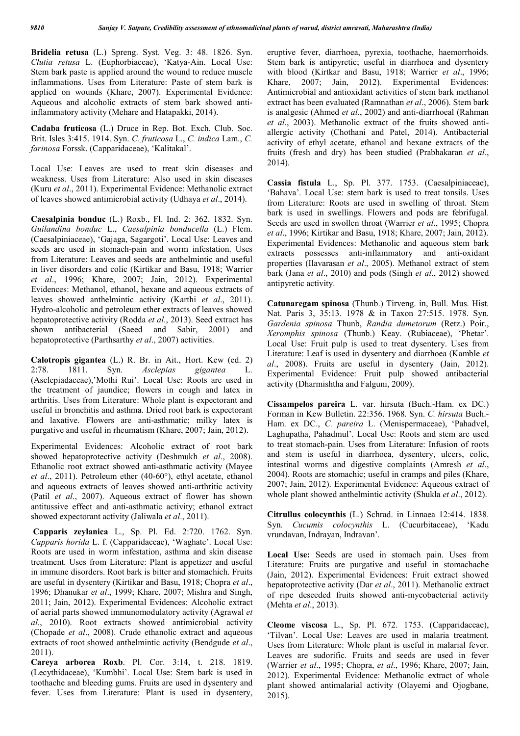**Bridelia retusa** (L.) Spreng. Syst. Veg. 3: 48. 1826. Syn. *Clutia retusa* L. (Euphorbiaceae), 'Katya-Ain. Local Use: Stem bark paste is applied around the wound to reduce muscle inflammations. Uses from Literature: Paste of stem bark is applied on wounds (Khare, 2007). Experimental Evidence: Aqueous and alcoholic extracts of stem bark showed anti-inflammatory activity (Mehare and Hatapakki, 2014).

**Cadaba fruticosa** (L.) Druce in Rep. Bot. Exch. Club. Soc. Brit. Isles 3:415. 1914. Syn. *C. fruticosa* L., *C. indica* Lam., *C. farinosa* Forssk. (Capparidaceae), 'Kalitakal'.

Local Use: Leaves are used to treat skin diseases and weakness. Uses from Literature: Also used in skin diseases (Kuru *et al*., 2011). Experimental Evidence: Methanolic extract of leaves showed antimicrobial activity (Udhaya *et al*., 2014).

**Caesalpinia bonduc** (L.) Roxb., Fl. Ind. 2: 362. 1832. Syn. *Guilandina bonduc* L., *Caesalpinia bonducella* (L.) Flem. (Caesalpiniaceae), 'Gajaga, Sagargoti'. Local Use: Leaves and seeds are used in stomach-pain and worm infestation. Uses from Literature: Leaves and seeds are anthelmintic and useful in liver disorders and colic (Kirtikar and Basu, 1918; Warrier *et al*., 1996; Khare, 2007; Jain, 2012). Experimental Evidences: Methanol, ethanol, hexane and aqueous extracts of leaves showed anthelmintic activity (Karthi *et al*., 2011). Hydro-alcoholic and petroleum ether extracts of leaves showed hepatoprotective activity (Rodda *et al*., 2013). Seed extract has shown antibacterial (Saeed and Sabir, 2001) and hepatoprotective (Parthsarthy *et al*., 2007) activities.

**Calotropis gigantea** (L.) R. Br. in Ait., Hort. Kew (ed. 2) 2:78. 1811. Syn. *Asclepias gigantea* L. (Asclepiadaceae),'Mothi Rui'. Local Use: Roots are used in the treatment of jaundice; flowers in cough and latex in arthritis. Uses from Literature: Whole plant is expectorant and useful in bronchitis and asthma. Dried root bark is expectorant and laxative. Flowers are anti-asthmatic; milky latex is purgative and useful in rheumatism (Khare, 2007; Jain, 2012).

Experimental Evidences: Alcoholic extract of root bark showed hepatoprotective activity (Deshmukh *et al*., 2008). Ethanolic root extract showed anti-asthmatic activity (Mayee *et al*., 2011). Petroleum ether (40-60°), ethyl acetate, ethanol and aqueous extracts of leaves showed anti-arthritic activity (Patil *et al*., 2007). Aqueous extract of flower has shown antitussive effect and anti-asthmatic activity; ethanol extract showed expectorant activity (Jaliwala *et al*., 2011).

**Capparis zeylanica** L., Sp. Pl. Ed. 2:720. 1762. Syn. *Capparis horida* L. f. (Capparidaceae), 'Waghate'. Local Use: Roots are used in worm infestation, asthma and skin disease treatment. Uses from Literature: Plant is appetizer and useful in immune disorders. Root bark is bitter and stomachich. Fruits are useful in dysentery (Kirtikar and Basu, 1918; Chopra *et al*., 1996; Dhanukar *et al*., 1999; Khare, 2007; Mishra and Singh, 2011; Jain, 2012). Experimental Evidences: Alcoholic extract of aerial parts showed immunomodulatory activity (Agrawal *et al*., 2010). Root extracts showed antimicrobial activity (Chopade *et al*., 2008). Crude ethanolic extract and aqueous extracts of root showed anthelmintic activity (Bendgude *et al*., 2011).

**Careya arborea Roxb**. Pl. Cor. 3:14, t. 218. 1819. (Lecythidaceae), 'Kumbhi'. Local Use: Stem bark is used in toothache and bleeding gums. Fruits are used in dysentery and fever. Uses from Literature: Plant is used in dysentery, eruptive fever, diarrhoea, pyrexia, toothache, haemorrhoids. Stem bark is antipyretic; useful in diarrhoea and dysentery with blood (Kirtkar and Basu, 1918; Warrier *et al*., 1996; Khare, 2007; Jain, 2012). Experimental Evidences: Antimicrobial and antioxidant activities of stem bark methanol extract has been evaluated (Ramnathan *et al*., 2006). Stem bark is analgesic (Ahmed *et al*., 2002) and anti-diarrhoeal (Rahman *et al*., 2003). Methanolic extract of the fruits showed anti-allergic activity (Chothani and Patel, 2014). Antibacterial activity of ethyl acetate, ethanol and hexane extracts of the fruits (fresh and dry) has been studied (Prabhakaran *et al*., 2014).

**Cassia fistula** L., Sp. Pl. 377. 1753. (Caesalpiniaceae), 'Bahava'. Local Use: stem bark is used to treat tonsils. Uses from Literature: Roots are used in swelling of throat. Stem bark is used in swellings. Flowers and pods are febrifugal. Seeds are used in swollen throat (Warrier *et al*., 1995; Chopra *et al*., 1996; Kirtikar and Basu, 1918; Khare, 2007; Jain, 2012). Experimental Evidences: Methanolic and aqueous stem bark extracts possesses anti-inflammatory and anti-oxidant properties (Ilavarasan *et al*., 2005). Methanol extract of stem bark (Jana *et al*., 2010) and pods (Singh *et al*., 2012) showed antipyretic activity.

**Catunaregam spinosa** (Thunb.) Tirveng. in, Bull. Mus. Hist. Nat. Paris 3, 35:13. 1978 & in Taxon 27:515. 1978. Syn. *Gardenia spinosa* Thunb, *Randia dumetorum* (Retz.) Poir., *Xeromphis spinosa* (Thunb.) Keay. (Rubiaceae), 'Phetar'. Local Use: Fruit pulp is used to treat dysentery. Uses from Literature: Leaf is used in dysentery and diarrhoea (Kamble *et al*., 2008). Fruits are useful in dysentery (Jain, 2012). Experimental Evidence: Fruit pulp showed antibacterial activity (Dharmishtha and Falguni, 2009).

**Cissampelos pareira** L. var. hirsuta (Buch.-Ham. ex DC.) Forman in Kew Bulletin. 22:356. 1968. Syn. *C. hirsuta* Buch.-Ham. ex DC., *C. pareira* L. (Menispermaceae), 'Pahadvel, Laghupatha, Pahadmul'. Local Use: Roots and stem are used to treat stomach-pain. Uses from Literature: Infusion of roots and stem is useful in diarrhoea, dysentery, ulcers, colic, intestinal worms and digestive complaints (Amresh *et al*., 2004). Roots are stomachic; useful in cramps and piles (Khare, 2007; Jain, 2012). Experimental Evidence: Aqueous extract of whole plant showed anthelmintic activity (Shukla *et al*., 2012).

**Citrullus colocynthis** (L.) Schrad. in Linnaea 12:414. 1838. Syn. *Cucumis colocynthis* L. (Cucurbitaceae), 'Kadu vrundavan, Indrayan, Indravan'.

**Local Use:** Seeds are used in stomach pain. Uses from Literature: Fruits are purgative and useful in stomachache (Jain, 2012). Experimental Evidences: Fruit extract showed hepatoprotective activity (Dar *et al*., 2011). Methanolic extract of ripe deseeded fruits showed anti-mycobacterial activity (Mehta *et al*., 2013).

**Cleome viscosa** L., Sp. Pl. 672. 1753. (Capparidaceae), 'Tilvan'. Local Use: Leaves are used in malaria treatment. Uses from Literature: Whole plant is useful in malarial fever. Leaves are sudorific. Fruits and seeds are used in fever (Warrier *et al*., 1995; Chopra, *et al*., 1996; Khare, 2007; Jain, 2012). Experimental Evidence: Methanolic extract of whole plant showed antimalarial activity (Olayemi and Ojogbane, 2015).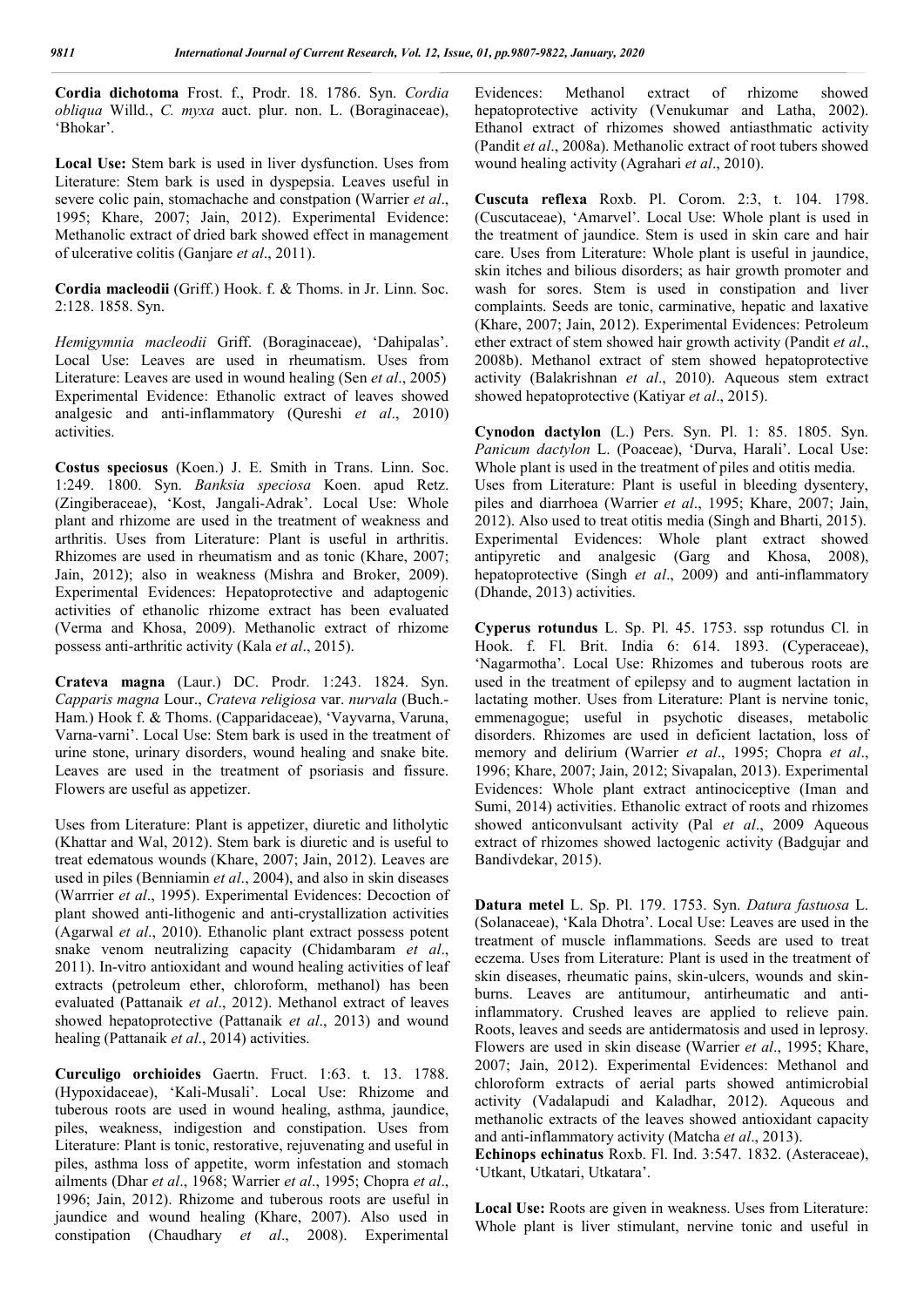**Cordia dichotoma** Frost. f., Prodr. 18. 1786. Syn. *Cordia obliqua* Willd., *C. myxa* auct. plur. non. L. (Boraginaceae), 'Bhokar'.

**Local Use:** Stem bark is used in liver dysfunction. Uses from Literature: Stem bark is used in dyspepsia. Leaves useful in severe colic pain, stomachache and constpation (Warrier *et al*., 1995; Khare, 2007; Jain, 2012). Experimental Evidence: Methanolic extract of dried bark showed effect in management of ulcerative colitis (Ganjare *et al*., 2011).

**Cordia macleodii** (Griff.) Hook. f. & Thoms. in Jr. Linn. Soc. 2:128. 1858. Syn.

*Hemigymnia macleodii* Griff. (Boraginaceae), 'Dahipalas'. Local Use: Leaves are used in rheumatism. Uses from Literature: Leaves are used in wound healing (Sen *et al*., 2005) Experimental Evidence: Ethanolic extract of leaves showed analgesic and anti-inflammatory (Qureshi *et al*., 2010) activities.

**Costus speciosus** (Koen.) J. E. Smith in Trans. Linn. Soc. 1:249. 1800. Syn. *Banksia speciosa* Koen. apud Retz. (Zingiberaceae), 'Kost, Jangali-Adrak'. Local Use: Whole plant and rhizome are used in the treatment of weakness and arthritis. Uses from Literature: Plant is useful in arthritis. Rhizomes are used in rheumatism and as tonic (Khare, 2007; Jain, 2012); also in weakness (Mishra and Broker, 2009). Experimental Evidences: Hepatoprotective and adaptogenic activities of ethanolic rhizome extract has been evaluated (Verma and Khosa, 2009). Methanolic extract of rhizome possess anti-arthritic activity (Kala *et al*., 2015).

**Crateva magna** (Laur.) DC. Prodr. 1:243. 1824. Syn. *Capparis magna* Lour., *Crateva religiosa* var. *nurvala* (Buch.-Ham.) Hook f. & Thoms. (Capparidaceae), 'Vayvarna, Varuna, Varna-varni'. Local Use: Stem bark is used in the treatment of urine stone, urinary disorders, wound healing and snake bite. Leaves are used in the treatment of psoriasis and fissure. Flowers are useful as appetizer.

Uses from Literature: Plant is appetizer, diuretic and litholytic (Khattar and Wal, 2012). Stem bark is diuretic and is useful to treat edematous wounds (Khare, 2007; Jain, 2012). Leaves are used in piles (Benniamin *et al*., 2004), and also in skin diseases (Warrrier *et al*., 1995). Experimental Evidences: Decoction of plant showed anti-lithogenic and anti-crystallization activities (Agarwal *et al*., 2010). Ethanolic plant extract possess potent snake venom neutralizing capacity (Chidambaram *et al*., 2011). In-vitro antioxidant and wound healing activities of leaf extracts (petroleum ether, chloroform, methanol) has been evaluated (Pattanaik *et al*., 2012). Methanol extract of leaves showed hepatoprotective (Pattanaik *et al*., 2013) and wound healing (Pattanaik *et al*., 2014) activities.

**Curculigo orchioides** Gaertn. Fruct. 1:63. t. 13. 1788. (Hypoxidaceae), 'Kali-Musali'. Local Use: Rhizome and tuberous roots are used in wound healing, asthma, jaundice, piles, weakness, indigestion and constipation. Uses from Literature: Plant is tonic, restorative, rejuvenating and useful in piles, asthma loss of appetite, worm infestation and stomach ailments (Dhar *et al*., 1968; Warrier *et al*., 1995; Chopra *et al*., 1996; Jain, 2012). Rhizome and tuberous roots are useful in jaundice and wound healing (Khare, 2007). Also used in constipation (Chaudhary *et al*., 2008). Experimental Evidences: Methanol extract of rhizome showed hepatoprotective activity (Venukumar and Latha, 2002). Ethanol extract of rhizomes showed antiasthmatic activity (Pandit *et al*., 2008a). Methanolic extract of root tubers showed wound healing activity (Agrahari *et al*., 2010).

**Cuscuta reflexa** Roxb. Pl. Corom. 2:3, t. 104. 1798. (Cuscutaceae), 'Amarvel'. Local Use: Whole plant is used in the treatment of jaundice. Stem is used in skin care and hair care. Uses from Literature: Whole plant is useful in jaundice, skin itches and bilious disorders; as hair growth promoter and wash for sores. Stem is used in constipation and liver complaints. Seeds are tonic, carminative, hepatic and laxative (Khare, 2007; Jain, 2012). Experimental Evidences: Petroleum ether extract of stem showed hair growth activity (Pandit *et al*., 2008b). Methanol extract of stem showed hepatoprotective activity (Balakrishnan *et al*., 2010). Aqueous stem extract showed hepatoprotective (Katiyar *et al*., 2015).

**Cynodon dactylon** (L.) Pers. Syn. Pl. 1: 85. 1805. Syn. *Panicum dactylon* L. (Poaceae), 'Durva, Harali'. Local Use: Whole plant is used in the treatment of piles and otitis media. Uses from Literature: Plant is useful in bleeding dysentery, piles and diarrhoea (Warrier *et al*., 1995; Khare, 2007; Jain, 2012). Also used to treat otitis media (Singh and Bharti, 2015). Experimental Evidences: Whole plant extract showed antipyretic and analgesic (Garg and Khosa, 2008), hepatoprotective (Singh *et al*., 2009) and anti-inflammatory (Dhande, 2013) activities.

**Cyperus rotundus** L. Sp. Pl. 45. 1753. ssp rotundus Cl. in Hook. f. Fl. Brit. India 6: 614. 1893. (Cyperaceae), 'Nagarmotha'. Local Use: Rhizomes and tuberous roots are used in the treatment of epilepsy and to augment lactation in lactating mother. Uses from Literature: Plant is nervine tonic, emmenagogue; useful in psychotic diseases, metabolic disorders. Rhizomes are used in deficient lactation, loss of memory and delirium (Warrier *et al*., 1995; Chopra *et al*., 1996; Khare, 2007; Jain, 2012; Sivapalan, 2013). Experimental Evidences: Whole plant extract antinociceptive (Iman and Sumi, 2014) activities. Ethanolic extract of roots and rhizomes showed anticonvulsant activity (Pal *et al*., 2009 Aqueous extract of rhizomes showed lactogenic activity (Badgujar and Bandivdekar, 2015).

**Datura metel** L. Sp. Pl. 179. 1753. Syn. *Datura fastuosa* L. (Solanaceae), 'Kala Dhotra'. Local Use: Leaves are used in the treatment of muscle inflammations. Seeds are used to treat eczema. Uses from Literature: Plant is used in the treatment of skin diseases, rheumatic pains, skin-ulcers, wounds and skin-burns. Leaves are antitumour, antirheumatic and anti-inflammatory. Crushed leaves are applied to relieve pain. Roots, leaves and seeds are antidermatosis and used in leprosy. Flowers are used in skin disease (Warrier *et al*., 1995; Khare, 2007; Jain, 2012). Experimental Evidences: Methanol and chloroform extracts of aerial parts showed antimicrobial activity (Vadalapudi and Kaladhar, 2012). Aqueous and methanolic extracts of the leaves showed antioxidant capacity and anti-inflammatory activity (Matcha *et al*., 2013).

**Echinops echinatus** Roxb. Fl. Ind. 3:547. 1832. (Asteraceae), 'Utkant, Utkatari, Utkatara'.

**Local Use:** Roots are given in weakness. Uses from Literature: Whole plant is liver stimulant, nervine tonic and useful in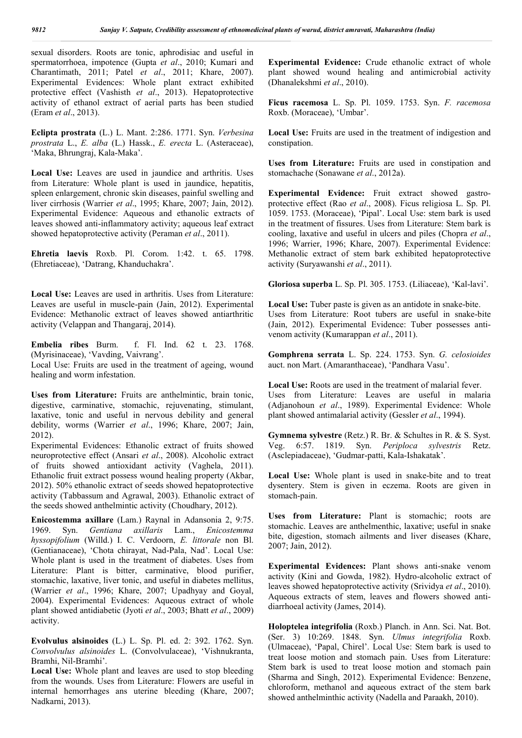sexual disorders. Roots are tonic, aphrodisiac and useful in spermatorrhoea, impotence (Gupta *et al*., 2010; Kumari and Charantimath, 2011; Patel *et al*., 2011; Khare, 2007). Experimental Evidences: Whole plant extract exhibited protective effect (Vashisth *et al*., 2013). Hepatoprotective activity of ethanol extract of aerial parts has been studied (Eram *et al*., 2013).

**Eclipta prostrata** (L.) L. Mant. 2:286. 1771. Syn. *Verbesina prostrata* L., *E. alba* (L.) Hassk., *E. erecta* L. (Asteraceae), 'Maka, Bhrungraj, Kala-Maka'.

**Local Use:** Leaves are used in jaundice and arthritis. Uses from Literature: Whole plant is used in jaundice, hepatitis, spleen enlargement, chronic skin diseases, painful swelling and liver cirrhosis (Warrier *et al*., 1995; Khare, 2007; Jain, 2012). Experimental Evidence: Aqueous and ethanolic extracts of leaves showed anti-inflammatory activity; aqueous leaf extract showed hepatoprotective activity (Peraman *et al*., 2011).

**Ehretia laevis** Roxb. Pl. Corom. 1:42. t. 65. 1798. (Ehretiaceae), 'Datrang, Khanduchakra'.

**Local Use:** Leaves are used in arthritis. Uses from Literature: Leaves are useful in muscle-pain (Jain, 2012). Experimental Evidence: Methanolic extract of leaves showed antiarthritic activity (Velappan and Thangaraj, 2014).

**Embelia ribes** Burm. f. Fl. Ind. 62 t. 23. 1768. (Myrisinaceae), 'Vavding, Vaivrang'.
Local Use: Fruits are used in the treatment of ageing, wound healing and worm infestation.

**Uses from Literature:** Fruits are anthelmintic, brain tonic, digestive, carminative, stomachic, rejuvenating, stimulant, laxative, tonic and useful in nervous debility and general debility, worms (Warrier *et al*., 1996; Khare, 2007; Jain, 2012).

Experimental Evidences: Ethanolic extract of fruits showed neuroprotective effect (Ansari *et al*., 2008). Alcoholic extract of fruits showed antioxidant activity (Vaghela, 2011). Ethanolic fruit extract possess wound healing property (Akbar, 2012). 50% ethanolic extract of seeds showed hepatoprotective activity (Tabbassum and Agrawal, 2003). Ethanolic extract of the seeds showed anthelmintic activity (Choudhary, 2012).

**Enicostemma axillare** (Lam.) Raynal in Adansonia 2, 9:75. 1969. Syn. *Gentiana axillaris* Lam., *Enicostemma hyssopifolium* (Willd.) I. C. Verdoorn, *E. littorale* non Bl. (Gentianaceae), 'Chota chirayat, Nad-Pala, Nad'. Local Use: Whole plant is used in the treatment of diabetes. Uses from Literature: Plant is bitter, carminative, blood purifier, stomachic, laxative, liver tonic, and useful in diabetes mellitus, (Warrier *et al*., 1996; Khare, 2007; Upadhyay and Goyal, 2004). Experimental Evidences: Aqueous extract of whole plant showed antidiabetic (Jyoti *et al*., 2003; Bhatt *et al*., 2009) activity.

**Evolvulus alsinoides** (L.) L. Sp. Pl. ed. 2: 392. 1762. Syn. *Convolvulus alsinoides* L. (Convolvulaceae), 'Vishnukranta, Bramhi, Nil-Bramhi'.
**Local Use:** Whole plant and leaves are used to stop bleeding from the wounds. Uses from Literature: Flowers are useful in internal hemorrhages ans uterine bleeding (Khare, 2007; Nadkarni, 2013).

**Experimental Evidence:** Crude ethanolic extract of whole plant showed wound healing and antimicrobial activity (Dhanalekshmi *et al*., 2010).

**Ficus racemosa** L. Sp. Pl. 1059. 1753. Syn. *F. racemosa* Roxb. (Moraceae), 'Umbar'.

**Local Use:** Fruits are used in the treatment of indigestion and constipation.

**Uses from Literature:** Fruits are used in constipation and stomachache (Sonawane *et al*., 2012a).

**Experimental Evidence:** Fruit extract showed gastro-protective effect (Rao *et al*., 2008). Ficus religiosa L. Sp. Pl. 1059. 1753. (Moraceae), 'Pipal'. Local Use: stem bark is used in the treatment of fissures. Uses from Literature: Stem bark is cooling, laxative and useful in ulcers and piles (Chopra *et al*., 1996; Warrier, 1996; Khare, 2007). Experimental Evidence: Methanolic extract of stem bark exhibited hepatoprotective activity (Suryawanshi *et al*., 2011).

**Gloriosa superba** L. Sp. Pl. 305. 1753. (Liliaceae), 'Kal-lavi'.

**Local Use:** Tuber paste is given as an antidote in snake-bite.
Uses from Literature: Root tubers are useful in snake-bite (Jain, 2012). Experimental Evidence: Tuber possesses anti-venom activity (Kumarappan *et al*., 2011).

**Gomphrena serrata** L. Sp. 224. 1753. Syn. *G. celosioides* auct. non Mart. (Amaranthaceae), 'Pandhara Vasu'.

**Local Use:** Roots are used in the treatment of malarial fever.
Uses from Literature: Leaves are useful in malaria (Adjanohoun *et al*., 1989). Experimental Evidence: Whole plant showed antimalarial activity (Gessler *et al*., 1994).

**Gymnema sylvestre** (Retz.) R. Br. & Schultes in R. & S. Syst. Veg. 6:57. 1819. Syn. *Periploca sylvestris* Retz. (Asclepiadaceae), 'Gudmar-patti, Kala-Ishakatak'.

**Local Use:** Whole plant is used in snake-bite and to treat dysentery. Stem is given in eczema. Roots are given in stomach-pain.

**Uses from Literature:** Plant is stomachic; roots are stomachic. Leaves are anthelmenthic, laxative; useful in snake bite, digestion, stomach ailments and liver diseases (Khare, 2007; Jain, 2012).

**Experimental Evidences:** Plant shows anti-snake venom activity (Kini and Gowda, 1982). Hydro-alcoholic extract of leaves showed hepatoprotective activity (Srividya *et al*., 2010). Aqueous extracts of stem, leaves and flowers showed anti-diarrhoeal activity (James, 2014).

**Holoptelea integrifolia** (Roxb.) Planch. in Ann. Sci. Nat. Bot. (Ser. 3) 10:269. 1848. Syn. *Ulmus integrifolia* Roxb. (Ulmaceae), 'Papal, Chirel'. Local Use: Stem bark is used to treat loose motion and stomach pain. Uses from Literature: Stem bark is used to treat loose motion and stomach pain (Sharma and Singh, 2012). Experimental Evidence: Benzene, chloroform, methanol and aqueous extract of the stem bark showed anthelminthic activity (Nadella and Paraakh, 2010).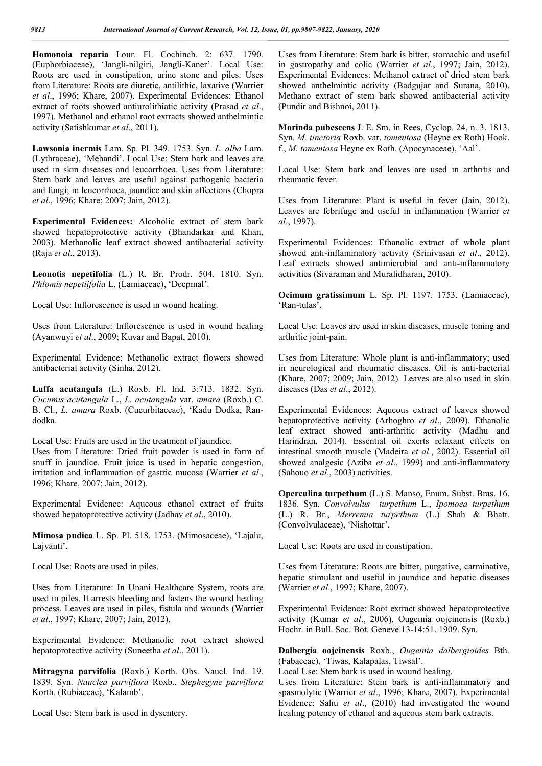**Homonoia reparia** Lour. Fl. Cochinch. 2: 637. 1790. (Euphorbiaceae), 'Jangli-nilgiri, Jangli-Kaner'. Local Use: Roots are used in constipation, urine stone and piles. Uses from Literature: Roots are diuretic, antilithic, laxative (Warrier *et al*., 1996; Khare, 2007). Experimental Evidences: Ethanol extract of roots showed antiurolithiatic activity (Prasad *et al*., 1997). Methanol and ethanol root extracts showed anthelmintic activity (Satishkumar *et al*., 2011).

**Lawsonia inermis** Lam. Sp. Pl. 349. 1753. Syn. *L. alba* Lam. (Lythraceae), 'Mehandi'. Local Use: Stem bark and leaves are used in skin diseases and leucorrhoea. Uses from Literature: Stem bark and leaves are useful against pathogenic bacteria and fungi; in leucorrhoea, jaundice and skin affections (Chopra *et al*., 1996; Khare; 2007; Jain, 2012).

**Experimental Evidences:** Alcoholic extract of stem bark showed hepatoprotective activity (Bhandarkar and Khan, 2003). Methanolic leaf extract showed antibacterial activity (Raja *et al*., 2013).

**Leonotis nepetifolia** (L.) R. Br. Prodr. 504. 1810. Syn. *Phlomis nepetiifolia* L. (Lamiaceae), 'Deepmal'.

Local Use: Inflorescence is used in wound healing.

Uses from Literature: Inflorescence is used in wound healing (Ayanwuyi *et al*., 2009; Kuvar and Bapat, 2010).

Experimental Evidence: Methanolic extract flowers showed antibacterial activity (Sinha, 2012).

**Luffa acutangula** (L.) Roxb. Fl. Ind. 3:713. 1832. Syn. *Cucumis acutangula* L., *L. acutangula* var. *amara* (Roxb.) C. B. Cl., *L. amara* Roxb. (Cucurbitaceae), 'Kadu Dodka, Ran-dodka.

Local Use: Fruits are used in the treatment of jaundice.
Uses from Literature: Dried fruit powder is used in form of snuff in jaundice. Fruit juice is used in hepatic congestion, irritation and inflammation of gastric mucosa (Warrier *et al*., 1996; Khare, 2007; Jain, 2012).

Experimental Evidence: Aqueous ethanol extract of fruits showed hepatoprotective activity (Jadhav *et al*., 2010).

**Mimosa pudica** L. Sp. Pl. 518. 1753. (Mimosaceae), 'Lajalu, Lajvanti'.

Local Use: Roots are used in piles.

Uses from Literature: In Unani Healthcare System, roots are used in piles. It arrests bleeding and fastens the wound healing process. Leaves are used in piles, fistula and wounds (Warrier *et al*., 1997; Khare, 2007; Jain, 2012).

Experimental Evidence: Methanolic root extract showed hepatoprotective activity (Suneetha *et al*., 2011).

**Mitragyna parvifolia** (Roxb.) Korth. Obs. Naucl. Ind. 19. 1839. Syn. *Nauclea parviflora* Roxb., *Stephegyne parviflora* Korth. (Rubiaceae), 'Kalamb'.

Local Use: Stem bark is used in dysentery.

Uses from Literature: Stem bark is bitter, stomachic and useful in gastropathy and colic (Warrier *et al*., 1997; Jain, 2012). Experimental Evidences: Methanol extract of dried stem bark showed anthelmintic activity (Badgujar and Surana, 2010). Methano extract of stem bark showed antibacterial activity (Pundir and Bishnoi, 2011).

**Morinda pubescens** J. E. Sm. in Rees, Cyclop. 24, n. 3. 1813. Syn. *M. tinctoria* Roxb. var. *tomentosa* (Heyne ex Roth) Hook. f., *M. tomentosa* Heyne ex Roth. (Apocynaceae), 'Aal'.

Local Use: Stem bark and leaves are used in arthritis and rheumatic fever.

Uses from Literature: Plant is useful in fever (Jain, 2012). Leaves are febrifuge and useful in inflammation (Warrier *et al*., 1997).

Experimental Evidences: Ethanolic extract of whole plant showed anti-inflammatory activity (Srinivasan *et al*., 2012). Leaf extracts showed antimicrobial and anti-inflammatory activities (Sivaraman and Muralidharan, 2010).

**Ocimum gratissimum** L. Sp. Pl. 1197. 1753. (Lamiaceae), 'Ran-tulas'.

Local Use: Leaves are used in skin diseases, muscle toning and arthritic joint-pain.

Uses from Literature: Whole plant is anti-inflammatory; used in neurological and rheumatic diseases. Oil is anti-bacterial (Khare, 2007; 2009; Jain, 2012). Leaves are also used in skin diseases (Das *et al*., 2012).

Experimental Evidences: Aqueous extract of leaves showed hepatoprotective activity (Arhoghro *et al*., 2009). Ethanolic leaf extract showed anti-arthritic activity (Madhu and Harindran, 2014). Essential oil exerts relaxant effects on intestinal smooth muscle (Madeira *et al*., 2002). Essential oil showed analgesic (Aziba *et al*., 1999) and anti-inflammatory (Sahouo *et al*., 2003) activities.

**Operculina turpethum** (L.) S. Manso, Enum. Subst. Bras. 16. 1836. Syn. *Convolvulus turpethum* L., *Ipomoea turpethum* (L.) R. Br., *Merremia turpethum* (L.) Shah & Bhatt. (Convolvulaceae), 'Nishottar'.

Local Use: Roots are used in constipation.

Uses from Literature: Roots are bitter, purgative, carminative, hepatic stimulant and useful in jaundice and hepatic diseases (Warrier *et al*., 1997; Khare, 2007).

Experimental Evidence: Root extract showed hepatoprotective activity (Kumar *et al*., 2006). Ougeinia oojeinensis (Roxb.) Hochr. in Bull. Soc. Bot. Geneve 13-14:51. 1909. Syn.

**Dalbergia oojeinensis** Roxb., *Ougeinia dalbergioides* Bth. (Fabaceae), 'Tiwas, Kalapalas, Tiwsal'.
Local Use: Stem bark is used in wound healing.
Uses from Literature: Stem bark is anti-inflammatory and spasmolytic (Warrier *et al*., 1996; Khare, 2007). Experimental Evidence: Sahu *et al*., (2010) had investigated the wound healing potency of ethanol and aqueous stem bark extracts.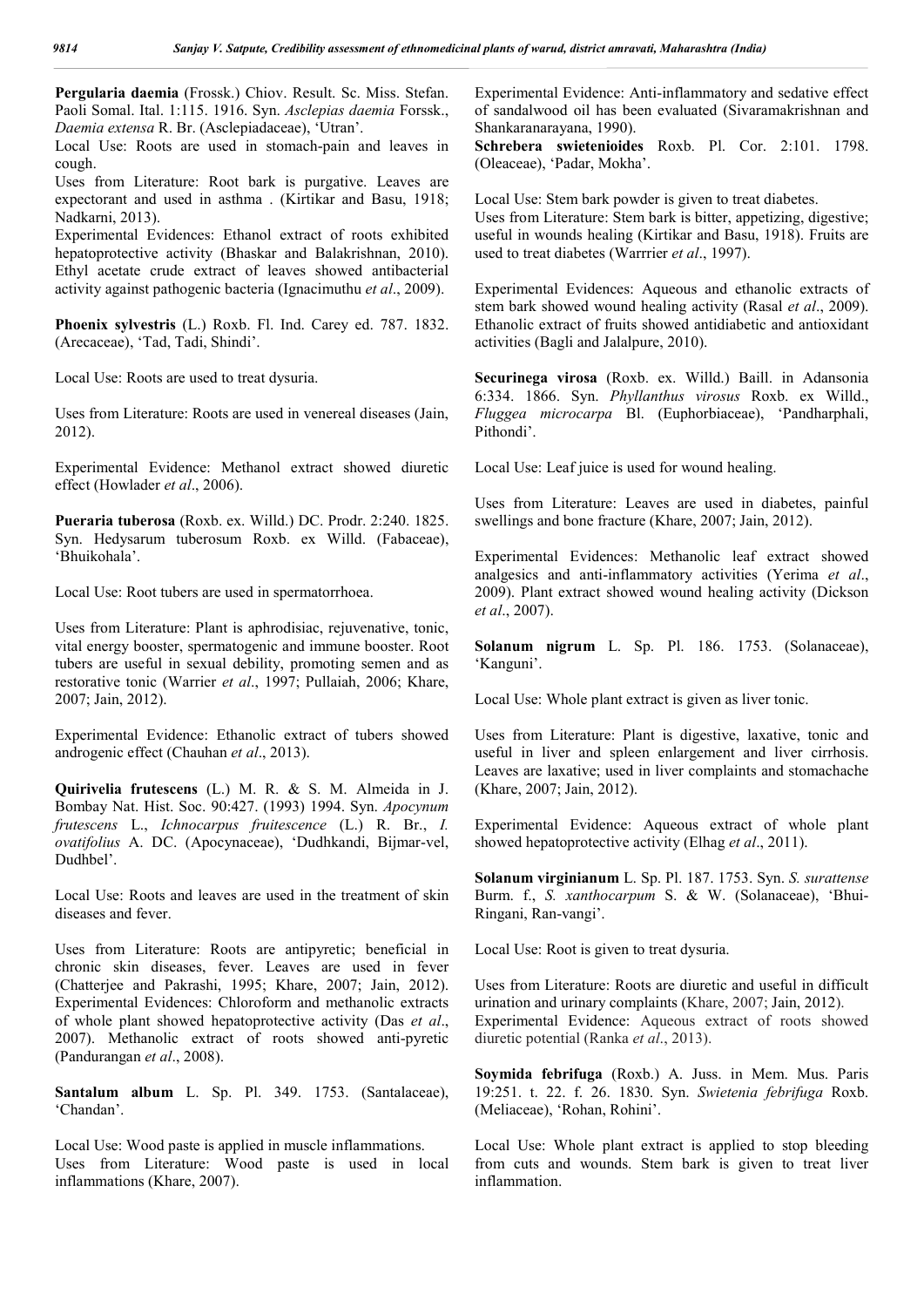**Pergularia daemia** (Frossk.) Chiov. Result. Sc. Miss. Stefan. Paoli Somal. Ital. 1:115. 1916. Syn. *Asclepias daemia* Forssk., *Daemia extensa* R. Br. (Asclepiadaceae), 'Utran'.

Local Use: Roots are used in stomach-pain and leaves in cough.

Uses from Literature: Root bark is purgative. Leaves are expectorant and used in asthma . (Kirtikar and Basu, 1918; Nadkarni, 2013).

Experimental Evidences: Ethanol extract of roots exhibited hepatoprotective activity (Bhaskar and Balakrishnan, 2010). Ethyl acetate crude extract of leaves showed antibacterial activity against pathogenic bacteria (Ignacimuthu *et al*., 2009).

**Phoenix sylvestris** (L.) Roxb. Fl. Ind. Carey ed. 787. 1832. (Arecaceae), 'Tad, Tadi, Shindi'.

Local Use: Roots are used to treat dysuria.

Uses from Literature: Roots are used in venereal diseases (Jain, 2012).

Experimental Evidence: Methanol extract showed diuretic effect (Howlader *et al*., 2006).

**Pueraria tuberosa** (Roxb. ex. Willd.) DC. Prodr. 2:240. 1825. Syn. Hedysarum tuberosum Roxb. ex Willd. (Fabaceae), 'Bhuikohala'.

Local Use: Root tubers are used in spermatorrhoea.

Uses from Literature: Plant is aphrodisiac, rejuvenative, tonic, vital energy booster, spermatogenic and immune booster. Root tubers are useful in sexual debility, promoting semen and as restorative tonic (Warrier *et al*., 1997; Pullaiah, 2006; Khare, 2007; Jain, 2012).

Experimental Evidence: Ethanolic extract of tubers showed androgenic effect (Chauhan *et al*., 2013).

**Quirivelia frutescens** (L.) M. R. & S. M. Almeida in J. Bombay Nat. Hist. Soc. 90:427. (1993) 1994. Syn. *Apocynum frutescens* L., *Ichnocarpus fruitescence* (L.) R. Br., *I. ovatifolius* A. DC. (Apocynaceae), 'Dudhkandi, Bijmar-vel, Dudhbel'.

Local Use: Roots and leaves are used in the treatment of skin diseases and fever.

Uses from Literature: Roots are antipyretic; beneficial in chronic skin diseases, fever. Leaves are used in fever (Chatterjee and Pakrashi, 1995; Khare, 2007; Jain, 2012).

Experimental Evidences: Chloroform and methanolic extracts of whole plant showed hepatoprotective activity (Das *et al*., 2007). Methanolic extract of roots showed anti-pyretic (Pandurangan *et al*., 2008).

**Santalum album** L. Sp. Pl. 349. 1753. (Santalaceae), 'Chandan'.

Local Use: Wood paste is applied in muscle inflammations.

Uses from Literature: Wood paste is used in local inflammations (Khare, 2007).

Experimental Evidence: Anti-inflammatory and sedative effect of sandalwood oil has been evaluated (Sivaramakrishnan and Shankaranarayana, 1990).

**Schrebera swietenioides** Roxb. Pl. Cor. 2:101. 1798. (Oleaceae), 'Padar, Mokha'.

Local Use: Stem bark powder is given to treat diabetes.

Uses from Literature: Stem bark is bitter, appetizing, digestive; useful in wounds healing (Kirtikar and Basu, 1918). Fruits are used to treat diabetes (Warrrier *et al*., 1997).

Experimental Evidences: Aqueous and ethanolic extracts of stem bark showed wound healing activity (Rasal *et al*., 2009). Ethanolic extract of fruits showed antidiabetic and antioxidant activities (Bagli and Jalalpure, 2010).

**Securinega virosa** (Roxb. ex. Willd.) Baill. in Adansonia 6:334. 1866. Syn. *Phyllanthus virosus* Roxb. ex Willd., *Fluggea microcarpa* Bl. (Euphorbiaceae), 'Pandharphali, Pithondi'.

Local Use: Leaf juice is used for wound healing.

Uses from Literature: Leaves are used in diabetes, painful swellings and bone fracture (Khare, 2007; Jain, 2012).

Experimental Evidences: Methanolic leaf extract showed analgesics and anti-inflammatory activities (Yerima *et al*., 2009). Plant extract showed wound healing activity (Dickson *et al*., 2007).

**Solanum nigrum** L. Sp. Pl. 186. 1753. (Solanaceae), 'Kanguni'.

Local Use: Whole plant extract is given as liver tonic.

Uses from Literature: Plant is digestive, laxative, tonic and useful in liver and spleen enlargement and liver cirrhosis. Leaves are laxative; used in liver complaints and stomachache (Khare, 2007; Jain, 2012).

Experimental Evidence: Aqueous extract of whole plant showed hepatoprotective activity (Elhag *et al*., 2011).

**Solanum virginianum** L. Sp. Pl. 187. 1753. Syn. *S. surattense* Burm. f., *S. xanthocarpum* S. & W. (Solanaceae), 'Bhui-Ringani, Ran-vangi'.

Local Use: Root is given to treat dysuria.

Uses from Literature: Roots are diuretic and useful in difficult urination and urinary complaints (Khare, 2007; Jain, 2012).

Experimental Evidence: Aqueous extract of roots showed diuretic potential (Ranka *et al*., 2013).

**Soymida febrifuga** (Roxb.) A. Juss. in Mem. Mus. Paris 19:251. t. 22. f. 26. 1830. Syn. *Swietenia febrifuga* Roxb. (Meliaceae), 'Rohan, Rohini'.

Local Use: Whole plant extract is applied to stop bleeding from cuts and wounds. Stem bark is given to treat liver inflammation.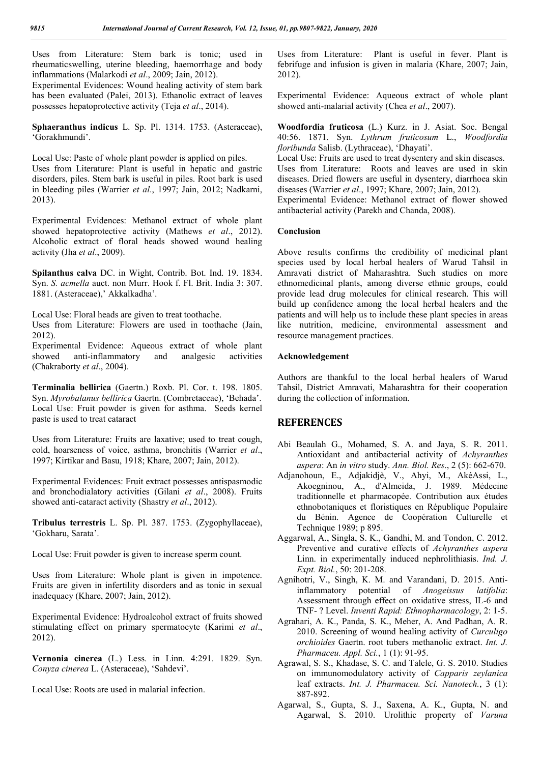Uses from Literature: Stem bark is tonic; used in rheumaticswelling, uterine bleeding, haemorrhage and body inflammations (Malarkodi *et al*., 2009; Jain, 2012).
Experimental Evidences: Wound healing activity of stem bark has been evaluated (Palei, 2013). Ethanolic extract of leaves possesses hepatoprotective activity (Teja *et al*., 2014).

**Sphaeranthus indicus** L. Sp. Pl. 1314. 1753. (Asteraceae), 'Gorakhmundi'.

Local Use: Paste of whole plant powder is applied on piles.
Uses from Literature: Plant is useful in hepatic and gastric disorders, piles. Stem bark is useful in piles. Root bark is used in bleeding piles (Warrier *et al*., 1997; Jain, 2012; Nadkarni, 2013).

Experimental Evidences: Methanol extract of whole plant showed hepatoprotective activity (Mathews *et al*., 2012). Alcoholic extract of floral heads showed wound healing activity (Jha *et al*., 2009).

**Spilanthus calva** DC. in Wight, Contrib. Bot. Ind. 19. 1834. Syn. *S. acmella* auct. non Murr. Hook f. Fl. Brit. India 3: 307. 1881. (Asteraceae),' Akkalkadha'.

Local Use: Floral heads are given to treat toothache.
Uses from Literature: Flowers are used in toothache (Jain, 2012).
Experimental Evidence: Aqueous extract of whole plant showed anti-inflammatory and analgesic activities (Chakraborty *et al*., 2004).

**Terminalia bellirica** (Gaertn.) Roxb. Pl. Cor. t. 198. 1805. Syn. *Myrobalanus bellirica* Gaertn. (Combretaceae), 'Behada'.
Local Use: Fruit powder is given for asthma. Seeds kernel paste is used to treat cataract

Uses from Literature: Fruits are laxative; used to treat cough, cold, hoarseness of voice, asthma, bronchitis (Warrier *et al*., 1997; Kirtikar and Basu, 1918; Khare, 2007; Jain, 2012).

Experimental Evidences: Fruit extract possesses antispasmodic and bronchodialatory activities (Gilani *et al*., 2008). Fruits showed anti-cataract activity (Shastry *et al*., 2012).

**Tribulus terrestris** L. Sp. Pl. 387. 1753. (Zygophyllaceae), 'Gokharu, Sarata'.

Local Use: Fruit powder is given to increase sperm count.

Uses from Literature: Whole plant is given in impotence. Fruits are given in infertility disorders and as tonic in sexual inadequacy (Khare, 2007; Jain, 2012).

Experimental Evidence: Hydroalcohol extract of fruits showed stimulating effect on primary spermatocyte (Karimi *et al*., 2012).

**Vernonia cinerea** (L.) Less. in Linn. 4:291. 1829. Syn. *Conyza cinerea* L. (Asteraceae), 'Sahdevi'.

Local Use: Roots are used in malarial infection.

Uses from Literature: Plant is useful in fever. Plant is febrifuge and infusion is given in malaria (Khare, 2007; Jain, 2012).

Experimental Evidence: Aqueous extract of whole plant showed anti-malarial activity (Chea *et al*., 2007).

**Woodfordia fruticosa** (L.) Kurz. in J. Asiat. Soc. Bengal 40:56. 1871. Syn. *Lythrum fruticosum* L., *Woodfordia floribunda* Salisb. (Lythraceae), 'Dhayati'.
Local Use: Fruits are used to treat dysentery and skin diseases.
Uses from Literature: Roots and leaves are used in skin diseases. Dried flowers are useful in dysentery, diarrhoea skin diseases (Warrier *et al*., 1997; Khare, 2007; Jain, 2012).
Experimental Evidence: Methanol extract of flower showed antibacterial activity (Parekh and Chanda, 2008).

**Conclusion**

Above results confirms the credibility of medicinal plant species used by local herbal healers of Warud Tahsil in Amravati district of Maharashtra. Such studies on more ethnomedicinal plants, among diverse ethnic groups, could provide lead drug molecules for clinical research. This will build up confidence among the local herbal healers and the patients and will help us to include these plant species in areas like nutrition, medicine, environmental assessment and resource management practices.

**Acknowledgement**

Authors are thankful to the local herbal healers of Warud Tahsil, District Amravati, Maharashtra for their cooperation during the collection of information.

## REFERENCES

Abi Beaulah G., Mohamed, S. A. and Jaya, S. R. 2011. Antioxidant and antibacterial activity of *Achyranthes aspera*: An *in vitro* study. *Ann. Biol. Res*., 2 (5): 662-670.

Adjanohoun, E., Adjakidjè, V., Ahyi, M., AkéAssi, L., Akoegninou, A., d'Almeida, J. 1989. Médecine traditionnelle et pharmacopée. Contribution aux études ethnobotaniques et floristiques en République Populaire du Bénin. Agence de Coopération Culturelle et Technique 1989; p 895.

Aggarwal, A., Singla, S. K., Gandhi, M. and Tondon, C. 2012. Preventive and curative effects of *Achyranthes aspera* Linn. in experimentally induced nephrolithiasis. *Ind. J. Expt. Biol.*, 50: 201-208.

Agnihotri, V., Singh, K. M. and Varandani, D. 2015. Anti-inflammatory potential of *Anogeissus latifolia*: Assessment through effect on oxidative stress, IL-6 and TNF- ? Level. *Inventi Rapid: Ethnopharmacology*, 2: 1-5.

Agrahari, A. K., Panda, S. K., Meher, A. And Padhan, A. R. 2010. Screening of wound healing activity of *Curculigo orchioides* Gaertn. root tubers methanolic extract. *Int. J. Pharmaceu. Appl. Sci.*, 1 (1): 91-95.

Agrawal, S. S., Khadase, S. C. and Talele, G. S. 2010. Studies on immunomodulatory activity of *Capparis zeylanica* leaf extracts. *Int. J. Pharmaceu. Sci. Nanotech.*, 3 (1): 887-892.

Agarwal, S., Gupta, S. J., Saxena, A. K., Gupta, N. and Agarwal, S. 2010. Urolithic property of *Varuna*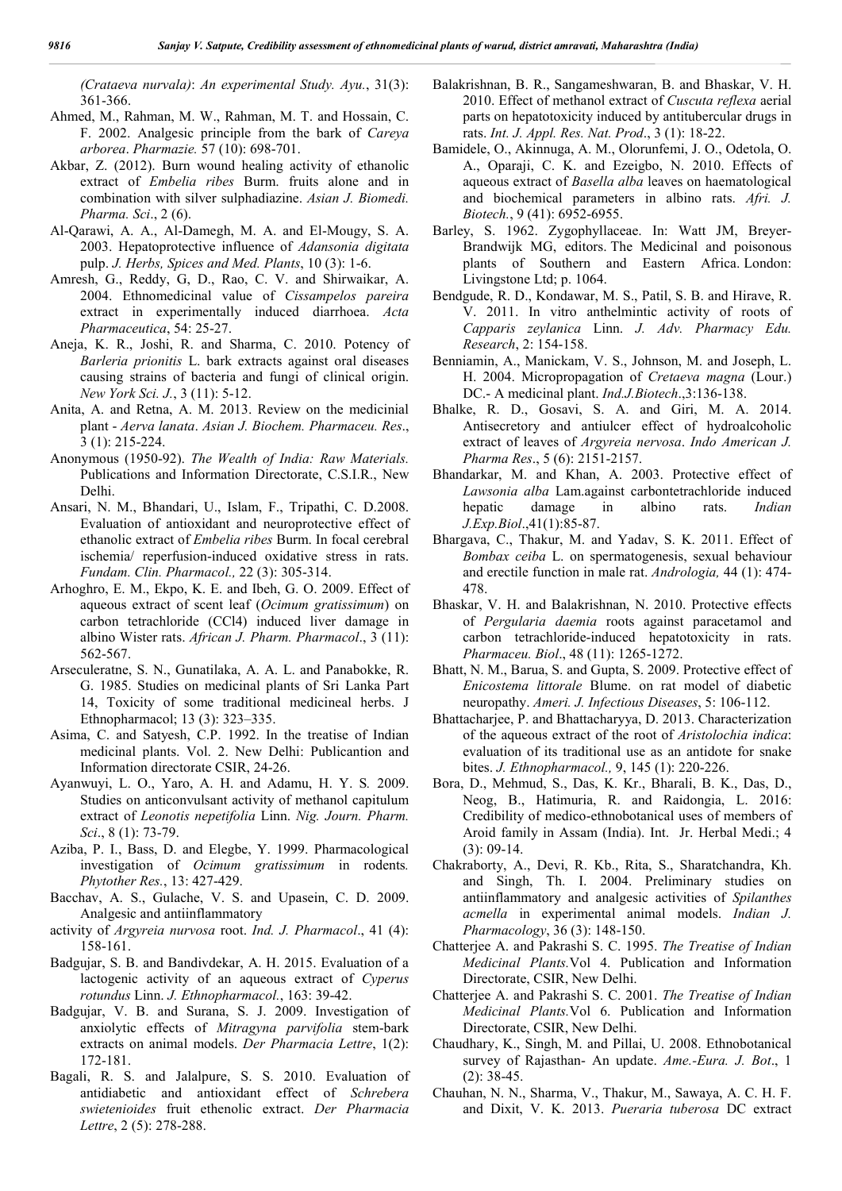*(Crataeva nurvala)*: *An experimental Study. Ayu.*, 31(3): 361-366.

Ahmed, M., Rahman, M. W., Rahman, M. T. and Hossain, C. F. 2002. Analgesic principle from the bark of *Careya arborea*. *Pharmazie.* 57 (10): 698-701.

Akbar, Z. (2012). Burn wound healing activity of ethanolic extract of *Embelia ribes* Burm. fruits alone and in combination with silver sulphadiazine. *Asian J. Biomedi. Pharma. Sci*., 2 (6).

Al-Qarawi, A. A., Al-Damegh, M. A. and El-Mougy, S. A. 2003. Hepatoprotective influence of *Adansonia digitata* pulp. *J. Herbs, Spices and Med. Plants*, 10 (3): 1-6.

Amresh, G., Reddy, G, D., Rao, C. V. and Shirwaikar, A. 2004. Ethnomedicinal value of *Cissampelos pareira* extract in experimentally induced diarrhoea. *Acta Pharmaceutica*, 54: 25-27.

Aneja, K. R., Joshi, R. and Sharma, C. 2010. Potency of *Barleria prionitis* L. bark extracts against oral diseases causing strains of bacteria and fungi of clinical origin. *New York Sci. J.*, 3 (11): 5-12.

Anita, A. and Retna, A. M. 2013. Review on the medicinial plant - *Aerva lanata*. *Asian J. Biochem. Pharmaceu. Res*., 3 (1): 215-224.

Anonymous (1950-92). *The Wealth of India: Raw Materials.* Publications and Information Directorate, C.S.I.R., New Delhi.

Ansari, N. M., Bhandari, U., Islam, F., Tripathi, C. D.2008. Evaluation of antioxidant and neuroprotective effect of ethanolic extract of *Embelia ribes* Burm. In focal cerebral ischemia/ reperfusion-induced oxidative stress in rats. *Fundam. Clin. Pharmacol.,* 22 (3): 305-314.

Arhoghro, E. M., Ekpo, K. E. and Ibeh, G. O. 2009. Effect of aqueous extract of scent leaf (*Ocimum gratissimum*) on carbon tetrachloride (CCl4) induced liver damage in albino Wister rats. *African J. Pharm. Pharmacol*., 3 (11): 562-567.

Arseculeratne, S. N., Gunatilaka, A. A. L. and Panabokke, R. G. 1985. Studies on medicinal plants of Sri Lanka Part 14, Toxicity of some traditional medicineal herbs. J Ethnopharmacol; 13 (3): 323–335.

Asima, C. and Satyesh, C.P. 1992. In the treatise of Indian medicinal plants. Vol. 2. New Delhi: Publicantion and Information directorate CSIR, 24-26.

Ayanwuyi, L. O., Yaro, A. H. and Adamu, H. Y. S. 2009. Studies on anticonvulsant activity of methanol capitulum extract of *Leonotis nepetifolia* Linn. *Nig. Journ. Pharm. Sci*., 8 (1): 73-79.

Aziba, P. I., Bass, D. and Elegbe, Y. 1999. Pharmacological investigation of *Ocimum gratissimum* in rodents*. Phytother Res.*, 13: 427-429.

Bacchav, A. S., Gulache, V. S. and Upasein, C. D. 2009. Analgesic and antiinflammatory

activity of *Argyreia nurvosa* root. *Ind. J. Pharmacol*., 41 (4): 158-161.

Badgujar, S. B. and Bandivdekar, A. H. 2015. Evaluation of a lactogenic activity of an aqueous extract of *Cyperus rotundus* Linn. *J. Ethnopharmacol.*, 163: 39-42.

Badgujar, V. B. and Surana, S. J. 2009. Investigation of anxiolytic effects of *Mitragyna parvifolia* stem-bark extracts on animal models. *Der Pharmacia Lettre*, 1(2): 172-181.

Bagali, R. S. and Jalalpure, S. S. 2010. Evaluation of antidiabetic and antioxidant effect of *Schrebera swietenioides* fruit ethenolic extract. *Der Pharmacia Lettre*, 2 (5): 278-288.

Balakrishnan, B. R., Sangameshwaran, B. and Bhaskar, V. H. 2010. Effect of methanol extract of *Cuscuta reflexa* aerial parts on hepatotoxicity induced by antitubercular drugs in rats. *Int. J. Appl. Res. Nat. Prod*., 3 (1): 18-22.

Bamidele, O., Akinnuga, A. M., Olorunfemi, J. O., Odetola, O. A., Oparaji, C. K. and Ezeigbo, N. 2010. Effects of aqueous extract of *Basella alba* leaves on haematological and biochemical parameters in albino rats. *Afri. J. Biotech.*, 9 (41): 6952-6955.

Barley, S. 1962. Zygophyllaceae. In: Watt JM, Breyer-Brandwijk MG, editors. The Medicinal and poisonous plants of Southern and Eastern Africa. London: Livingstone Ltd; p. 1064.

Bendgude, R. D., Kondawar, M. S., Patil, S. B. and Hirave, R. V. 2011. In vitro anthelmintic activity of roots of *Capparis zeylanica* Linn. *J. Adv. Pharmacy Edu. Research*, 2: 154-158.

Benniamin, A., Manickam, V. S., Johnson, M. and Joseph, L. H. 2004. Micropropagation of *Cretaeva magna* (Lour.) DC.- A medicinal plant. *Ind.J.Biotech*.,3:136-138.

Bhalke, R. D., Gosavi, S. A. and Giri, M. A. 2014. Antisecretory and antiulcer effect of hydroalcoholic extract of leaves of *Argyreia nervosa*. *Indo American J. Pharma Res*., 5 (6): 2151-2157.

Bhandarkar, M. and Khan, A. 2003. Protective effect of *Lawsonia alba* Lam.against carbontetrachloride induced hepatic damage in albino rats. *Indian J.Exp.Biol*.,41(1):85-87.

Bhargava, C., Thakur, M. and Yadav, S. K. 2011. Effect of *Bombax ceiba* L. on spermatogenesis, sexual behaviour and erectile function in male rat. *Andrologia,* 44 (1): 474-478.

Bhaskar, V. H. and Balakrishnan, N. 2010. Protective effects of *Pergularia daemia* roots against paracetamol and carbon tetrachloride-induced hepatotoxicity in rats. *Pharmaceu. Biol*., 48 (11): 1265-1272.

Bhatt, N. M., Barua, S. and Gupta, S. 2009. Protective effect of *Enicostema littorale* Blume. on rat model of diabetic neuropathy. *Ameri. J. Infectious Diseases*, 5: 106-112.

Bhattacharjee, P. and Bhattacharyya, D. 2013. Characterization of the aqueous extract of the root of *Aristolochia indica*: evaluation of its traditional use as an antidote for snake bites. *J. Ethnopharmacol.,* 9, 145 (1): 220-226.

Bora, D., Mehmud, S., Das, K. Kr., Bharali, B. K., Das, D., Neog, B., Hatimuria, R. and Raidongia, L. 2016: Credibility of medico-ethnobotanical uses of members of Aroid family in Assam (India). Int. Jr. Herbal Medi.; 4 (3): 09-14.

Chakraborty, A., Devi, R. Kb., Rita, S., Sharatchandra, Kh. and Singh, Th. I. 2004. Preliminary studies on antiinflammatory and analgesic activities of *Spilanthes acmella* in experimental animal models. *Indian J. Pharmacology*, 36 (3): 148-150.

Chatterjee A. and Pakrashi S. C. 1995. *The Treatise of Indian Medicinal Plants.*Vol 4. Publication and Information Directorate, CSIR, New Delhi.

Chatterjee A. and Pakrashi S. C. 2001. *The Treatise of Indian Medicinal Plants.*Vol 6. Publication and Information Directorate, CSIR, New Delhi.

Chaudhary, K., Singh, M. and Pillai, U. 2008. Ethnobotanical survey of Rajasthan- An update. *Ame.-Eura. J. Bot*., 1 (2): 38-45.

Chauhan, N. N., Sharma, V., Thakur, M., Sawaya, A. C. H. F. and Dixit, V. K. 2013. *Pueraria tuberosa* DC extract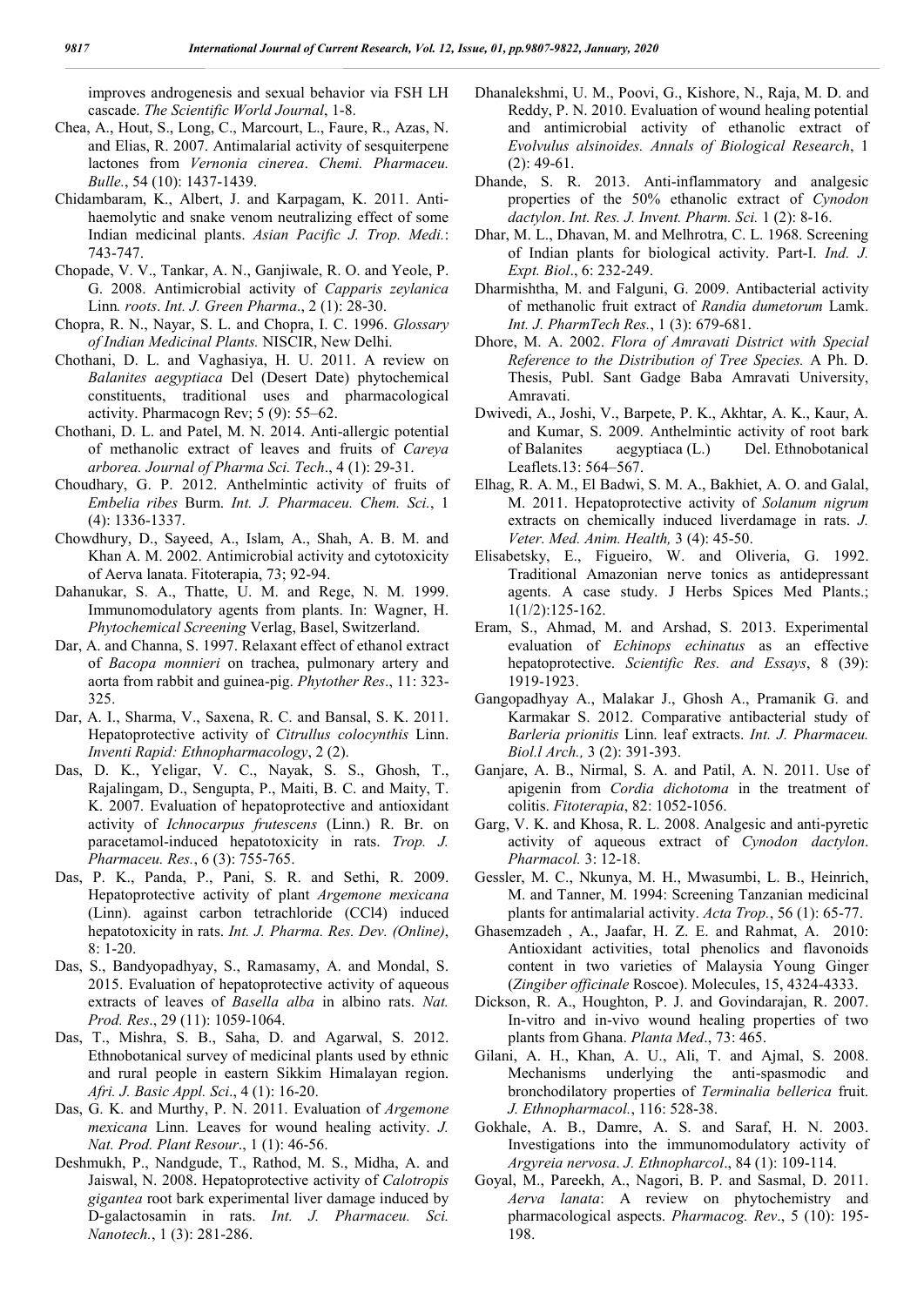improves androgenesis and sexual behavior via FSH LH cascade. *The Scientific World Journal*, 1-8.

Chea, A., Hout, S., Long, C., Marcourt, L., Faure, R., Azas, N. and Elias, R. 2007. Antimalarial activity of sesquiterpene lactones from *Vernonia cinerea*. *Chemi. Pharmaceu. Bulle.*, 54 (10): 1437-1439.

Chidambaram, K., Albert, J. and Karpagam, K. 2011. Anti-haemolytic and snake venom neutralizing effect of some Indian medicinal plants. *Asian Pacific J. Trop. Medi.*: 743-747.

Chopade, V. V., Tankar, A. N., Ganjiwale, R. O. and Yeole, P. G. 2008. Antimicrobial activity of *Capparis zeylanica* Linn*. roots*. *Int. J. Green Pharma*., 2 (1): 28-30.

Chopra, R. N., Nayar, S. L. and Chopra, I. C. 1996. *Glossary of Indian Medicinal Plants.* NISCIR, New Delhi.

Chothani, D. L. and Vaghasiya, H. U. 2011. A review on *Balanites aegyptiaca* Del (Desert Date) phytochemical constituents, traditional uses and pharmacological activity. Pharmacogn Rev; 5 (9): 55–62.

Chothani, D. L. and Patel, M. N. 2014. Anti-allergic potential of methanolic extract of leaves and fruits of *Careya arborea. Journal of Pharma Sci. Tech*., 4 (1): 29-31.

Choudhary, G. P. 2012. Anthelmintic activity of fruits of *Embelia ribes* Burm. *Int. J. Pharmaceu. Chem. Sci.*, 1 (4): 1336-1337.

Chowdhury, D., Sayeed, A., Islam, A., Shah, A. B. M. and Khan A. M. 2002. Antimicrobial activity and cytotoxicity of Aerva lanata. Fitoterapia, 73; 92-94.

Dahanukar, S. A., Thatte, U. M. and Rege, N. M. 1999. Immunomodulatory agents from plants. In: Wagner, H. *Phytochemical Screening* Verlag, Basel, Switzerland.

Dar, A. and Channa, S. 1997. Relaxant effect of ethanol extract of *Bacopa monnieri* on trachea, pulmonary artery and aorta from rabbit and guinea-pig. *Phytother Res*., 11: 323-325.

Dar, A. I., Sharma, V., Saxena, R. C. and Bansal, S. K. 2011. Hepatoprotective activity of *Citrullus colocynthis* Linn. *Inventi Rapid: Ethnopharmacology*, 2 (2).

Das, D. K., Yeligar, V. C., Nayak, S. S., Ghosh, T., Rajalingam, D., Sengupta, P., Maiti, B. C. and Maity, T. K. 2007. Evaluation of hepatoprotective and antioxidant activity of *Ichnocarpus frutescens* (Linn.) R. Br. on paracetamol-induced hepatotoxicity in rats. *Trop. J. Pharmaceu. Res.*, 6 (3): 755-765.

Das, P. K., Panda, P., Pani, S. R. and Sethi, R. 2009. Hepatoprotective activity of plant *Argemone mexicana* (Linn). against carbon tetrachloride (CCl4) induced hepatotoxicity in rats. *Int. J. Pharma. Res. Dev. (Online)*, 8: 1-20.

Das, S., Bandyopadhyay, S., Ramasamy, A. and Mondal, S. 2015. Evaluation of hepatoprotective activity of aqueous extracts of leaves of *Basella alba* in albino rats. *Nat. Prod. Res*., 29 (11): 1059-1064.

Das, T., Mishra, S. B., Saha, D. and Agarwal, S. 2012. Ethnobotanical survey of medicinal plants used by ethnic and rural people in eastern Sikkim Himalayan region. *Afri. J. Basic Appl. Sci*., 4 (1): 16-20.

Das, G. K. and Murthy, P. N. 2011. Evaluation of *Argemone mexicana* Linn. Leaves for wound healing activity. *J. Nat. Prod. Plant Resour*., 1 (1): 46-56.

Deshmukh, P., Nandgude, T., Rathod, M. S., Midha, A. and Jaiswal, N. 2008. Hepatoprotective activity of *Calotropis gigantea* root bark experimental liver damage induced by D-galactosamin in rats. *Int. J. Pharmaceu. Sci. Nanotech.*, 1 (3): 281-286.

Dhanalekshmi, U. M., Poovi, G., Kishore, N., Raja, M. D. and Reddy, P. N. 2010. Evaluation of wound healing potential and antimicrobial activity of ethanolic extract of *Evolvulus alsinoides. Annals of Biological Research*, 1 (2): 49-61.

Dhande, S. R. 2013. Anti-inflammatory and analgesic properties of the 50% ethanolic extract of *Cynodon dactylon*. *Int. Res. J. Invent. Pharm. Sci.* 1 (2): 8-16.

Dhar, M. L., Dhavan, M. and Melhrotra, C. L. 1968. Screening of Indian plants for biological activity. Part-I. *Ind. J. Expt. Biol*., 6: 232-249.

Dharmishtha, M. and Falguni, G. 2009. Antibacterial activity of methanolic fruit extract of *Randia dumetorum* Lamk. *Int. J. PharmTech Res.*, 1 (3): 679-681.

Dhore, M. A. 2002. *Flora of Amravati District with Special Reference to the Distribution of Tree Species.* A Ph. D. Thesis, Publ. Sant Gadge Baba Amravati University, Amravati.

Dwivedi, A., Joshi, V., Barpete, P. K., Akhtar, A. K., Kaur, A. and Kumar, S. 2009. Anthelmintic activity of root bark of Balanites aegyptiaca (L.) Del. Ethnobotanical Leaflets.13: 564–567.

Elhag, R. A. M., El Badwi, S. M. A., Bakhiet, A. O. and Galal, M. 2011. Hepatoprotective activity of *Solanum nigrum* extracts on chemically induced liverdamage in rats. *J. Veter. Med. Anim. Health,* 3 (4): 45-50.

Elisabetsky, E., Figueiro, W. and Oliveria, G. 1992. Traditional Amazonian nerve tonics as antidepressant agents. A case study. J Herbs Spices Med Plants.; 1(1/2):125-162.

Eram, S., Ahmad, M. and Arshad, S. 2013. Experimental evaluation of *Echinops echinatus* as an effective hepatoprotective. *Scientific Res. and Essays*, 8 (39): 1919-1923.

Gangopadhyay A., Malakar J., Ghosh A., Pramanik G. and Karmakar S. 2012. Comparative antibacterial study of *Barleria prionitis* Linn. leaf extracts. *Int. J. Pharmaceu. Biol.l Arch.,* 3 (2): 391-393.

Ganjare, A. B., Nirmal, S. A. and Patil, A. N. 2011. Use of apigenin from *Cordia dichotoma* in the treatment of colitis. *Fitoterapia*, 82: 1052-1056.

Garg, V. K. and Khosa, R. L. 2008. Analgesic and anti-pyretic activity of aqueous extract of *Cynodon dactylon*. *Pharmacol.* 3: 12-18.

Gessler, M. C., Nkunya, M. H., Mwasumbi, L. B., Heinrich, M. and Tanner, M. 1994: Screening Tanzanian medicinal plants for antimalarial activity. *Acta Trop.*, 56 (1): 65-77.

Ghasemzadeh , A., Jaafar, H. Z. E. and Rahmat, A. 2010: Antioxidant activities, total phenolics and flavonoids content in two varieties of Malaysia Young Ginger (*Zingiber officinale* Roscoe). Molecules, 15, 4324-4333.

Dickson, R. A., Houghton, P. J. and Govindarajan, R. 2007. In-vitro and in-vivo wound healing properties of two plants from Ghana. *Planta Med*., 73: 465.

Gilani, A. H., Khan, A. U., Ali, T. and Ajmal, S. 2008. Mechanisms underlying the anti-spasmodic and bronchodilatory properties of *Terminalia bellerica* fruit. *J. Ethnopharmacol.*, 116: 528-38.

Gokhale, A. B., Damre, A. S. and Saraf, H. N. 2003. Investigations into the immunomodulatory activity of *Argyreia nervosa*. *J. Ethnopharcol*., 84 (1): 109-114.

Goyal, M., Pareekh, A., Nagori, B. P. and Sasmal, D. 2011. *Aerva lanata*: A review on phytochemistry and pharmacological aspects. *Pharmacog. Rev*., 5 (10): 195-198.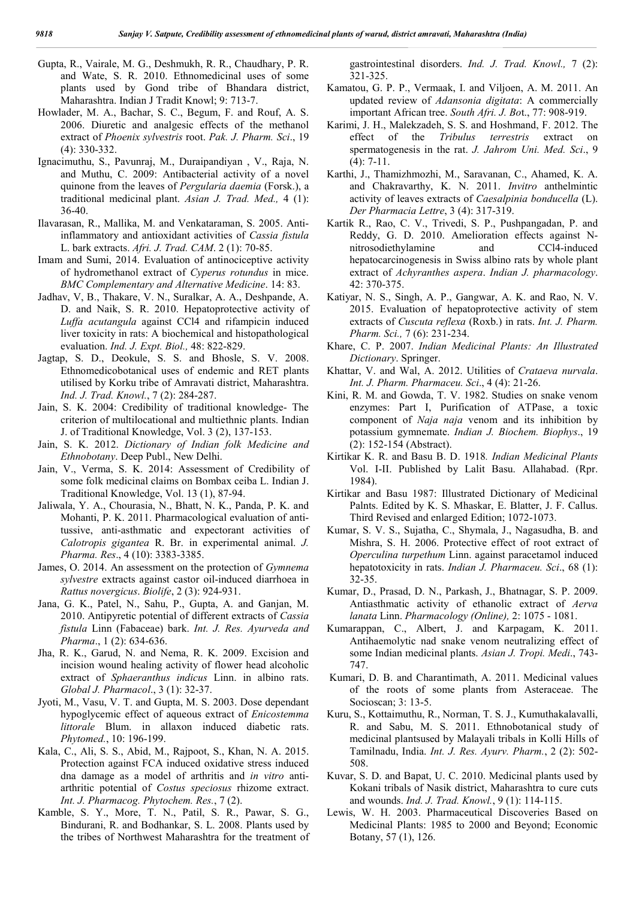Gupta, R., Vairale, M. G., Deshmukh, R. R., Chaudhary, P. R. and Wate, S. R. 2010. Ethnomedicinal uses of some plants used by Gond tribe of Bhandara district, Maharashtra. Indian J Tradit Knowl; 9: 713-7.

Howlader, M. A., Bachar, S. C., Begum, F. and Rouf, A. S. 2006. Diuretic and analgesic effects of the methanol extract of *Phoenix sylvestris* root. *Pak. J. Pharm. Sci*., 19 (4): 330-332.

Ignacimuthu, S., Pavunraj, M., Duraipandiyan , V., Raja, N. and Muthu, C. 2009: Antibacterial activity of a novel quinone from the leaves of *Pergularia daemia* (Forsk.), a traditional medicinal plant. *Asian J. Trad. Med.,* 4 (1): 36-40.

Ilavarasan, R., Mallika, M. and Venkataraman, S. 2005. Anti-inflammatory and antioxidant activities of *Cassia fistula* L. bark extracts. *Afri. J. Trad. CAM*. 2 (1): 70-85.

Imam and Sumi, 2014. Evaluation of antinociceptive activity of hydromethanol extract of *Cyperus rotundus* in mice. *BMC Complementary and Alternative Medicine*. 14: 83.

Jadhav, V, B., Thakare, V. N., Suralkar, A. A., Deshpande, A. D. and Naik, S. R. 2010. Hepatoprotective activity of *Luffa acutangula* against CCl4 and rifampicin induced liver toxicity in rats: A biochemical and histopathological evaluation. *Ind. J. Expt. Biol.,* 48: 822-829.

Jagtap, S. D., Deokule, S. S. and Bhosle, S. V. 2008. Ethnomedicobotanical uses of endemic and RET plants utilised by Korku tribe of Amravati district, Maharashtra. *Ind. J. Trad. Knowl.*, 7 (2): 284-287.

Jain, S. K. 2004: Credibility of traditional knowledge- The criterion of multilocational and multiethnic plants. Indian J. of Traditional Knowledge, Vol. 3 (2), 137-153.

Jain, S. K. 2012. *Dictionary of Indian folk Medicine and Ethnobotany*. Deep Publ., New Delhi.

Jain, V., Verma, S. K. 2014: Assessment of Credibility of some folk medicinal claims on Bombax ceiba L. Indian J. Traditional Knowledge, Vol. 13 (1), 87-94.

Jaliwala, Y. A., Chourasia, N., Bhatt, N. K., Panda, P. K. and Mohanti, P. K. 2011. Pharmacological evaluation of anti-tussive, anti-asthmatic and expectorant activities of *Calotropis gigantea* R. Br. in experimental animal. *J. Pharma. Res*., 4 (10): 3383-3385.

James, O. 2014. An assessment on the protection of *Gymnema sylvestre* extracts against castor oil-induced diarrhoea in *Rattus novergicus*. *Biolife*, 2 (3): 924-931.

Jana, G. K., Patel, N., Sahu, P., Gupta, A. and Ganjan, M. 2010. Antipyretic potential of different extracts of *Cassia fistula* Linn (Fabaceae) bark. *Int. J. Res. Ayurveda and Pharma*., 1 (2): 634-636.

Jha, R. K., Garud, N. and Nema, R. K. 2009. Excision and incision wound healing activity of flower head alcoholic extract of *Sphaeranthus indicus* Linn. in albino rats. *Global J. Pharmacol*., 3 (1): 32-37.

Jyoti, M., Vasu, V. T. and Gupta, M. S. 2003. Dose dependant hypoglycemic effect of aqueous extract of *Enicostemma littorale* Blum. in allaxon induced diabetic rats. *Phytomed.*, 10: 196-199.

Kala, C., Ali, S. S., Abid, M., Rajpoot, S., Khan, N. A. 2015. Protection against FCA induced oxidative stress induced dna damage as a model of arthritis and *in vitro* anti-arthritic potential of *Costus speciosus* rhizome extract. *Int. J. Pharmacog. Phytochem. Res.*, 7 (2).

Kamble, S. Y., More, T. N., Patil, S. R., Pawar, S. G., Bindurani, R. and Bodhankar, S. L. 2008. Plants used by the tribes of Northwest Maharashtra for the treatment of gastrointestinal disorders. *Ind. J. Trad. Knowl.,* 7 (2): 321-325.

Kamatou, G. P. P., Vermaak, I. and Viljoen, A. M. 2011. An updated review of *Adansonia digitata*: A commercially important African tree. *South Afri. J. Bot*., 77: 908-919.

Karimi, J. H., Malekzadeh, S. S. and Hoshmand, F. 2012. The effect of the *Tribulus terrestris* extract on spermatogenesis in the rat. *J. Jahrom Uni. Med. Sci*., 9 (4): 7-11.

Karthi, J., Thamizhmozhi, M., Saravanan, C., Ahamed, K. A. and Chakravarthy, K. N. 2011. *Invitro* anthelmintic activity of leaves extracts of *Caesalpinia bonducella* (L). *Der Pharmacia Lettre*, 3 (4): 317-319.

Kartik R., Rao, C. V., Trivedi, S. P., Pushpangadan, P. and Reddy, G. D. 2010. Amelioration effects against N-nitrosodiethylamine and CCl4-induced hepatocarcinogenesis in Swiss albino rats by whole plant extract of *Achyranthes aspera*. *Indian J. pharmacology*. 42: 370-375.

Katiyar, N. S., Singh, A. P., Gangwar, A. K. and Rao, N. V. 2015. Evaluation of hepatoprotective activity of stem extracts of *Cuscuta reflexa* (Roxb.) in rats. *Int. J. Pharm. Pharm. Sci.,* 7 (6): 231-234.

Khare, C. P. 2007. *Indian Medicinal Plants: An Illustrated Dictionary*. Springer.

Khattar, V. and Wal, A. 2012. Utilities of *Crataeva nurvala*. *Int. J. Pharm. Pharmaceu. Sci*., 4 (4): 21-26.

Kini, R. M. and Gowda, T. V. 1982. Studies on snake venom enzymes: Part I, Purification of ATPase, a toxic component of *Naja naja* venom and its inhibition by potassium gymnemate. *Indian J. Biochem. Biophys*., 19 (2): 152-154 (Abstract).

Kirtikar K. R. and Basu B. D. 1918*. Indian Medicinal Plants* Vol. I-II. Published by Lalit Basu. Allahabad. (Rpr. 1984).

Kirtikar and Basu 1987: Illustrated Dictionary of Medicinal Palnts. Edited by K. S. Mhaskar, E. Blatter, J. F. Callus. Third Revised and enlarged Edition; 1072-1073.

Kumar, S. V. S., Sujatha, C., Shymala, J., Nagasudha, B. and Mishra, S. H. 2006. Protective effect of root extract of *Operculina turpethum* Linn. against paracetamol induced hepatotoxicity in rats. *Indian J. Pharmaceu. Sci*., 68 (1): 32-35.

Kumar, D., Prasad, D. N., Parkash, J., Bhatnagar, S. P. 2009. Antiasthmatic activity of ethanolic extract of *Aerva lanata* Linn. *Pharmacology (Online),* 2: 1075 - 1081.

Kumarappan, C., Albert, J. and Karpagam, K. 2011. Antihaemolytic nad snake venom neutralizing effect of some Indian medicinal plants. *Asian J. Tropi. Medi*., 743-747.

Kumari, D. B. and Charantimath, A. 2011. Medicinal values of the roots of some plants from Asteraceae. The Socioscan; 3: 13-5.

Kuru, S., Kottaimuthu, R., Norman, T. S. J., Kumuthakalavalli, R. and Sabu, M. S. 2011. Ethnobotanical study of medicinal plantsused by Malayali tribals in Kolli Hills of Tamilnadu, India. *Int. J. Res. Ayurv. Pharm.*, 2 (2): 502-508.

Kuvar, S. D. and Bapat, U. C. 2010. Medicinal plants used by Kokani tribals of Nasik district, Maharashtra to cure cuts and wounds. *Ind. J. Trad. Knowl.*, 9 (1): 114-115.

Lewis, W. H. 2003. Pharmaceutical Discoveries Based on Medicinal Plants: 1985 to 2000 and Beyond; Economic Botany, 57 (1), 126.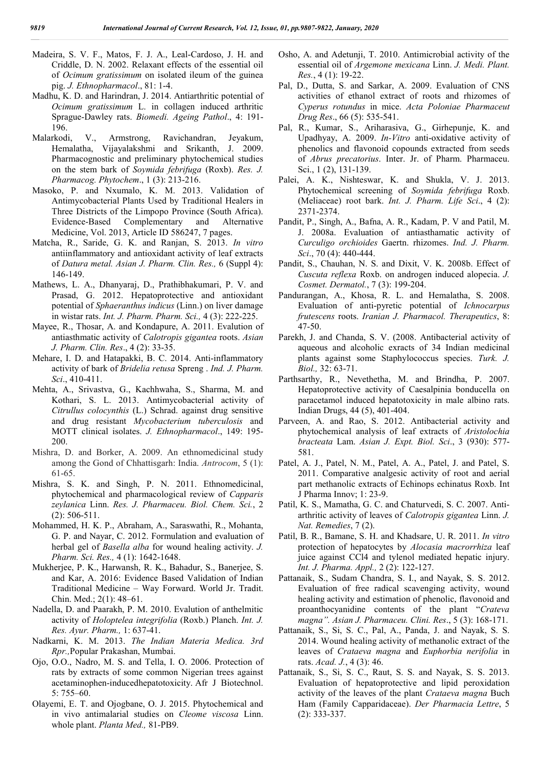Madeira, S. V. F., Matos, F. J. A., Leal-Cardoso, J. H. and Criddle, D. N. 2002. Relaxant effects of the essential oil of *Ocimum gratissimum* on isolated ileum of the guinea pig. *J. Ethnopharmacol*., 81: 1-4.

Madhu, K. D. and Harindran, J. 2014. Antiarthritic potential of *Ocimum gratissimum* L. in collagen induced arthritic Sprague-Dawley rats. *Biomedi. Ageing Pathol*., 4: 191-196.

Malarkodi, V., Armstrong, Ravichandran, Jeyakum, Hemalatha, Vijayalakshmi and Srikanth, J. 2009. Pharmacognostic and preliminary phytochemical studies on the stem bark of *Soymida febrifuga* (Roxb). *Res. J. Pharmacog. Phytochem*., 1 (3): 213-216.

Masoko, P. and Nxumalo, K. M. 2013. Validation of Antimycobacterial Plants Used by Traditional Healers in Three Districts of the Limpopo Province (South Africa). Evidence-Based Complementary and Alternative Medicine, Vol. 2013, Article ID 586247, 7 pages.

Matcha, R., Saride, G. K. and Ranjan, S. 2013. *In vitro* antiinflammatory and antioxidant activity of leaf extracts of *Datura metal. Asian J. Pharm. Clin. Res.,* 6 (Suppl 4): 146-149.

Mathews, L. A., Dhanyaraj, D., Prathibhakumari, P. V. and Prasad, G. 2012. Hepatoprotective and antioxidant potential of *Sphaeranthus indicus* (Linn.) on liver damage in wistar rats. *Int. J. Pharm. Pharm. Sci.,* 4 (3): 222-225.

Mayee, R., Thosar, A. and Kondapure, A. 2011. Evalution of antiasthmatic activity of *Calotropis gigantea* roots. *Asian J. Pharm. Clin. Res*., 4 (2): 33-35.

Mehare, I. D. and Hatapakki, B. C. 2014. Anti-inflammatory activity of bark of *Bridelia retusa* Spreng . *Ind. J. Pharm. Sci*., 410-411.

Mehta, A., Srivastva, G., Kachhwaha, S., Sharma, M. and Kothari, S. L. 2013. Antimycobacterial activity of *Citrullus colocynthis* (L.) Schrad. against drug sensitive and drug resistant *Mycobacterium tuberculosis* and MOTT clinical isolates. *J. Ethnopharmacol*., 149: 195-200.

Mishra, D. and Borker, A. 2009. An ethnomedicinal study among the Gond of Chhattisgarh: India. *Antrocom*, 5 (1): 61-65.

Mishra, S. K. and Singh, P. N. 2011. Ethnomedicinal, phytochemical and pharmacological review of *Capparis zeylanica* Linn. *Res. J. Pharmaceu. Biol. Chem. Sci.*, 2 (2): 506-511.

Mohammed, H. K. P., Abraham, A., Saraswathi, R., Mohanta, G. P. and Nayar, C. 2012. Formulation and evaluation of herbal gel of *Basella alba* for wound healing activity. *J. Pharm. Sci. Res.,* 4 (1): 1642-1648.

Mukherjee, P. K., Harwansh, R. K., Bahadur, S., Banerjee, S. and Kar, A. 2016: Evidence Based Validation of Indian Traditional Medicine – Way Forward. World Jr. Tradit. Chin. Med.; 2(1): 48–61.

Nadella, D. and Paarakh, P. M. 2010. Evalution of anthelmitic activity of *Holoptelea integrifolia* (Roxb.) Planch. *Int. J. Res. Ayur. Pharm.,* 1: 637-41.

Nadkarni, K. M. 2013. *The Indian Materia Medica. 3rd Rpr.,*Popular Prakashan, Mumbai.

Ojo, O.O., Nadro, M. S. and Tella, I. O. 2006. Protection of rats by extracts of some common Nigerian trees against acetaminophen-inducedhepatotoxicity. Afr J Biotechnol. 5: 755–60.

Olayemi, E. T. and Ojogbane, O. J. 2015. Phytochemical and in vivo antimalarial studies on *Cleome viscosa* Linn. whole plant. *Planta Med.,* 81-PB9.

Osho, A. and Adetunji, T. 2010. Antimicrobial activity of the essential oil of *Argemone mexicana* Linn. *J. Medi. Plant. Res.*, 4 (1): 19-22.

Pal, D., Dutta, S. and Sarkar, A. 2009. Evaluation of CNS activities of ethanol extract of roots and rhizomes of *Cyperus rotundus* in mice. *Acta Poloniae Pharmaceut Drug Res*., 66 (5): 535-541.

Pal, R., Kumar, S., Ariharasiva, G., Girhepunje, K. and Upadhyay, A. 2009. *In-Vitro* anti-oxidative activity of phenolics and flavonoid copounds extracted from seeds of *Abrus precatorius*. Inter. Jr. of Pharm. Pharmaceu. Sci., 1 (2), 131-139.

Palei, A. K., Nishteswar, K. and Shukla, V. J. 2013. Phytochemical screening of *Soymida febrifuga* Roxb. (Meliaceae) root bark. *Int. J. Pharm. Life Sci*., 4 (2): 2371-2374.

Pandit, P., Singh, A., Bafna, A. R., Kadam, P. V and Patil, M. J. 2008a. Evaluation of antiasthamatic activity of *Curculigo orchioides* Gaertn. rhizomes. *Ind. J. Pharm. Sci*., 70 (4): 440-444.

Pandit, S., Chauhan, N. S. and Dixit, V. K. 2008b. Effect of *Cuscuta reflexa* Roxb. on androgen induced alopecia. *J. Cosmet. Dermatol.*, 7 (3): 199-204.

Pandurangan, A., Khosa, R. L. and Hemalatha, S. 2008. Evaluation of anti-pyretic potential of *Ichnocarpus frutescens* roots. *Iranian J. Pharmacol. Therapeutics*, 8: 47-50.

Parekh, J. and Chanda, S. V. (2008. Antibacterial activity of aqueous and alcoholic exracts of 34 Indian medicinal plants against some Staphylococcus species. *Turk. J. Biol.,* 32: 63-71.

Parthsarthy, R., Nevethetha, M. and Brindha, P. 2007. Hepatoprotective activity of Caesalpinia bonducella on paracetamol induced hepatotoxicity in male albino rats. Indian Drugs, 44 (5), 401-404.

Parveen, A. and Rao, S. 2012. Antibacterial activity and phytochemical analysis of leaf extracts of *Aristolochia bracteata* Lam. *Asian J. Expt. Biol. Sci*., 3 (930): 577-581.

Patel, A. J., Patel, N. M., Patel, A. A., Patel, J. and Patel, S. 2011. Comparative analgesic activity of root and aerial part methanolic extracts of Echinops echinatus Roxb. Int J Pharma Innov; 1: 23-9.

Patil, K. S., Mamatha, G. C. and Chaturvedi, S. C. 2007. Anti-arthritic activity of leaves of *Calotropis gigantea* Linn. *J. Nat. Remedies*, 7 (2).

Patil, B. R., Bamane, S. H. and Khadsare, U. R. 2011. *In vitro* protection of hepatocytes by *Alocasia macrorrhiza* leaf juice against CCl4 and tylenol mediated hepatic injury. *Int. J. Pharma. Appl.,* 2 (2): 122-127.

Pattanaik, S., Sudam Chandra, S. I., and Nayak, S. S. 2012. Evaluation of free radical scavenging activity, wound healing activity and estimation of phenolic, flavonoid and proanthocyanidine contents of the plant "*Crateva magna". Asian J. Pharmaceu. Clini. Res*., 5 (3): 168-171.

Pattanaik, S., Si, S. C., Pal, A., Panda, J. and Nayak, S. S. 2014. Wound healing activity of methanolic extract of the leaves of *Crataeva magna* and *Euphorbia nerifolia* in rats. *Acad. J.*, 4 (3): 46.

Pattanaik, S., Si, S. C., Raut, S. S. and Nayak, S. S. 2013. Evaluation of hepatoprotective and lipid peroxidation activity of the leaves of the plant *Crataeva magna* Buch Ham (Family Capparidaceae). *Der Pharmacia Lettre*, 5 (2): 333-337.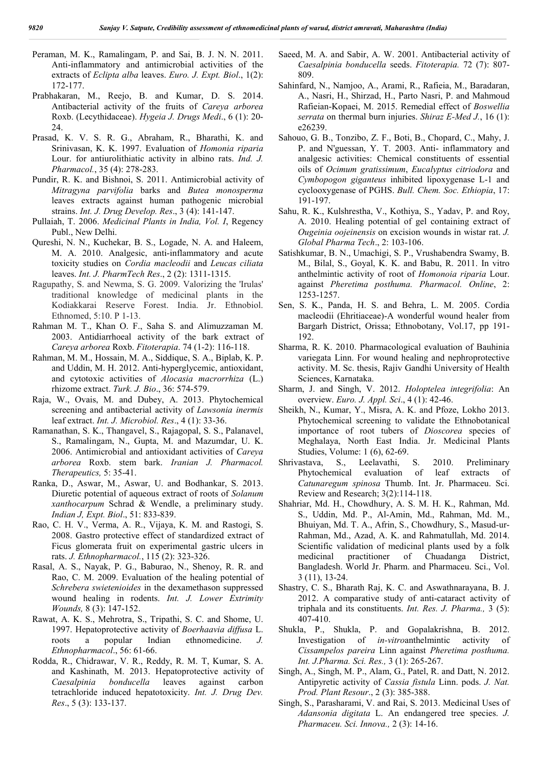Peraman, M. K., Ramalingam, P. and Sai, B. J. N. N. 2011. Anti-inflammatory and antimicrobial activities of the extracts of *Eclipta alba* leaves. *Euro. J. Expt. Biol*., 1(2): 172-177.

Prabhakaran, M., Reejo, B. and Kumar, D. S. 2014. Antibacterial activity of the fruits of *Careya arborea* Roxb. (Lecythidaceae). *Hygeia J. Drugs Medi*., 6 (1): 20-24.

Prasad, K. V. S. R. G., Abraham, R., Bharathi, K. and Srinivasan, K. K. 1997. Evaluation of *Homonia riparia* Lour. for antiurolithiatic activity in albino rats. *Ind. J. Pharmacol.*, 35 (4): 278-283.

Pundir, R. K. and Bishnoi, S. 2011. Antimicrobial activity of *Mitragyna parvifolia* barks and *Butea monosperma* leaves extracts against human pathogenic microbial strains. *Int. J. Drug Develop. Res*., 3 (4): 141-147.

Pullaiah, T. 2006. *Medicinal Plants in India, Vol. I*, Regency Publ., New Delhi.

Qureshi, N. N., Kuchekar, B. S., Logade, N. A. and Haleem, M. A. 2010. Analgesic, anti-inflammatory and acute toxicity studies on *Cordia macleodii* and *Leucas ciliata* leaves. *Int. J. PharmTech Res*., 2 (2): 1311-1315.

Ragupathy, S. and Newma, S. G. 2009. Valorizing the 'Irulas' traditional knowledge of medicinal plants in the Kodiakkarai Reserve Forest. India. Jr. Ethnobiol. Ethnomed, 5:10. P 1-13.

Rahman M. T., Khan O. F., Saha S. and Alimuzzaman M. 2003. Antidiarrhoeal activity of the bark extract of *Careya arborea* Roxb. *Fitoterapia*. 74 (1-2): 116-118.

Rahman, M. M., Hossain, M. A., Siddique, S. A., Biplab, K. P. and Uddin, M. H. 2012. Anti-hyperglycemic, antioxidant, and cytotoxic activities of *Alocasia macrorrhiza* (L.) rhizome extract. *Turk. J. Bio*., 36: 574-579.

Raja, W., Ovais, M. and Dubey, A. 2013. Phytochemical screening and antibacterial activity of *Lawsonia inermis* leaf extract. *Int. J. Microbiol. Res*., 4 (1): 33-36.

Ramanathan, S. K., Thangavel, S., Rajagopal, S. S., Palanavel, S., Ramalingam, N., Gupta, M. and Mazumdar, U. K. 2006. Antimicrobial and antioxidant activities of *Careya arborea* Roxb. stem bark. *Iranian J. Pharmacol. Therapeutics,* 5: 35-41.

Ranka, D., Aswar, M., Aswar, U. and Bodhankar, S. 2013. Diuretic potential of aqueous extract of roots of *Solanum xanthocarpum* Schrad & Wendle, a preliminary study. *Indian J, Expt. Biol*., 51: 833-839.

Rao, C. H. V., Verma, A. R., Vijaya, K. M. and Rastogi, S. 2008. Gastro protective effect of standardized extract of Ficus glomerata fruit on experimental gastric ulcers in rats. *J. Ethnopharmacol.*, 115 (2): 323-326.

Rasal, A. S., Nayak, P. G., Baburao, N., Shenoy, R. R. and Rao, C. M. 2009. Evaluation of the healing potential of *Schrebera swietenioides* in the dexamethason suppressed wound healing in rodents. *Int. J. Lower Extrimity Wounds,* 8 (3): 147-152.

Rawat, A. K. S., Mehrotra, S., Tripathi, S. C. and Shome, U. 1997. Hepatoprotective activity of *Boerhaavia diffusa* L. roots a popular Indian ethnomedicine. *J. Ethnopharmacol*., 56: 61-66.

Rodda, R., Chidrawar, V. R., Reddy, R. M. T, Kumar, S. A. and Kashinath, M. 2013. Hepatoprotective activity of *Caesalpinia bonducella* leaves against carbon tetrachloride induced hepatotoxicity. *Int. J. Drug Dev. Res*., 5 (3): 133-137.

Saeed, M. A. and Sabir, A. W. 2001. Antibacterial activity of *Caesalpinia bonducella* seeds. *Fitoterapia.* 72 (7): 807-809.

Sahinfard, N., Namjoo, A., Arami, R., Rafieia, M., Baradaran, A., Nasri, H., Shirzad, H., Parto Nasri, P. and Mahmoud Rafieian-Kopaei, M. 2015. Remedial effect of *Boswellia serrata* on thermal burn injuries. *Shiraz E-Med J.*, 16 (1): e26239.

Sahouo, G. B., Tonzibo, Z. F., Boti, B., Chopard, C., Mahy, J. P. and N'guessan, Y. T. 2003. Anti- inflammatory and analgesic activities: Chemical constituents of essential oils of *Ocimum gratissimum*, *Eucalyptus citriodora* and *Cymbopogon giganteus* inhibited lipoxygenase L-1 and cyclooxygenase of PGHS. *Bull. Chem. Soc. Ethiopia*, 17: 191-197.

Sahu, R. K., Kulshrestha, V., Kothiya, S., Yadav, P. and Roy, A. 2010. Healing potential of gel containing extract of *Ougeinia oojeinensis* on excision wounds in wistar rat. *J. Global Pharma Tech*., 2: 103-106.

Satishkumar, B. N., Umachigi, S. P., Vrushabendra Swamy, B. M., Bilal, S., Goyal, K. K. and Babu, R. 2011. In vitro anthelmintic activity of root of *Homonoia riparia* Lour. against *Pheretima posthuma. Pharmacol. Online*, 2: 1253-1257.

Sen, S. K., Panda, H. S. and Behra, L. M. 2005. Cordia macleodii (Ehritiaceae)-A wonderful wound healer from Bargarh District, Orissa; Ethnobotany, Vol.17, pp 191-192.

Sharma, R. K. 2010. Pharmacological evaluation of Bauhinia variegata Linn. For wound healing and nephroprotective activity. M. Sc. thesis, Rajiv Gandhi University of Health Sciences, Karnataka.

Sharm, J. and Singh, V. 2012. *Holoptelea integrifolia*: An overview. *Euro. J. Appl. Sci*., 4 (1): 42-46.

Sheikh, N., Kumar, Y., Misra, A. K. and Pfoze, Lokho 2013. Phytochemical screening to validate the Ethnobotanical importance of root tubers of *Dioscorea* species of Meghalaya, North East India. Jr. Medicinal Plants Studies, Volume: 1 (6), 62-69.

Shrivastava, S., Leelavathi, S. 2010. Preliminary Phytochemical evaluation of leaf extracts of *Catunaregum spinosa* Thumb. Int. Jr. Pharmaceu. Sci. Review and Research; 3(2):114-118.

Shahriar, Md. H., Chowdhury, A. S. M. H. K., Rahman, Md. S., Uddin, Md. P., Al-Amin, Md., Rahman, Md. M., Bhuiyan, Md. T. A., Afrin, S., Chowdhury, S., Masud-ur-Rahman, Md., Azad, A. K. and Rahmatullah, Md. 2014. Scientific validation of medicinal plants used by a folk medicinal practitioner of Chuadanga District, Bangladesh. World Jr. Pharm. and Pharmaceu. Sci., Vol. 3 (11), 13-24.

Shastry, C. S., Bharath Raj, K. C. and Aswathnarayana, B. J. 2012. A comparative study of anti-cataract activity of triphala and its constituents. *Int. Res. J. Pharma.,* 3 (5): 407-410.

Shukla, P., Shukla, P. and Gopalakrishna, B. 2012. Investigation of *in-vitro*anthelmintic activity of *Cissampelos pareira* Linn against *Pheretima posthuma. Int. J.Pharma. Sci. Res.,* 3 (1): 265-267.

Singh, A., Singh, M. P., Alam, G., Patel, R. and Datt, N. 2012. Antipyretic activity of *Cassia fistula* Linn. pods. *J. Nat. Prod. Plant Resour*., 2 (3): 385-388.

Singh, S., Parasharami, V. and Rai, S. 2013. Medicinal Uses of *Adansonia digitata* L. An endangered tree species. *J. Pharmaceu. Sci. Innova.,* 2 (3): 14-16.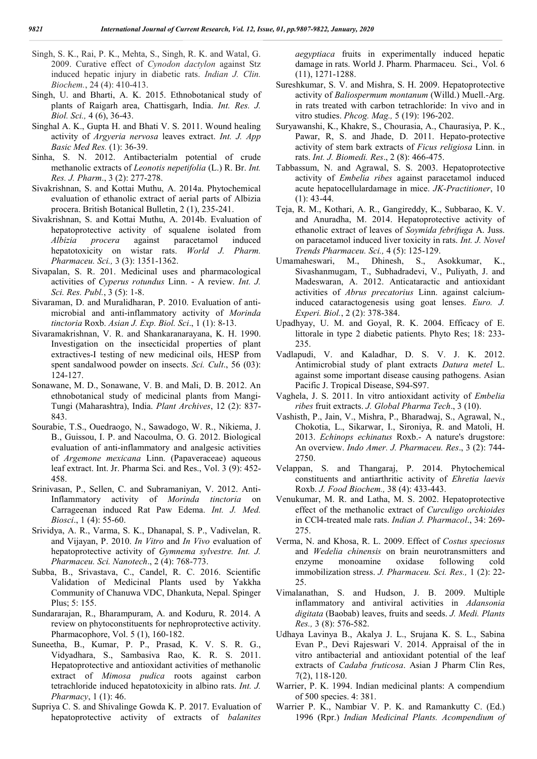Singh, S. K., Rai, P. K., Mehta, S., Singh, R. K. and Watal, G. 2009. Curative effect of *Cynodon dactylon* against Stz induced hepatic injury in diabetic rats. *Indian J. Clin. Biochem.*, 24 (4): 410-413.

Singh, U. and Bharti, A. K. 2015. Ethnobotanical study of plants of Raigarh area, Chattisgarh, India. *Int. Res. J. Biol. Sci.,* 4 (6), 36-43.

Singhal A. K., Gupta H. and Bhati V. S. 2011. Wound healing activity of *Argyeria nervosa* leaves extract. *Int. J. App Basic Med Res.* (1): 36-39.

Sinha, S. N. 2012. Antibacterialm potential of crude methanolic extracts of *Leonotis nepetifolia* (L.) R. Br. *Int. Res. J. Pharm*., 3 (2): 277-278.

Sivakrishnan, S. and Kottai Muthu, A. 2014a. Phytochemical evaluation of ethanolic extract of aerial parts of Albizia procera. British Botanical Bulletin, 2 (1), 235-241.

Sivakrishnan, S. and Kottai Muthu, A. 2014b. Evaluation of hepatoprotective activity of squalene isolated from *Albizia procera* against paracetamol induced hepatotoxicity on wistar rats. *World J. Pharm. Pharmaceu. Sci.,* 3 (3): 1351-1362.

Sivapalan, S. R. 201. Medicinal uses and pharmacological activities of *Cyperus rotundus* Linn. - A review. *Int. J. Sci. Res. Publ.*, 3 (5): 1-8.

Sivaraman, D. and Muralidharan, P. 2010. Evaluation of anti-microbial and anti-inflammatory activity of *Morinda tinctoria* Roxb. *Asian J. Exp. Biol. Sci*., 1 (1): 8-13.

Sivaramakrishnan, V. R. and Shankaranarayana, K. H. 1990. Investigation on the insecticidal properties of plant extractives-I testing of new medicinal oils, HESP from spent sandalwood powder on insects. *Sci. Cult*., 56 (03): 124-127.

Sonawane, M. D., Sonawane, V. B. and Mali, D. B. 2012. An ethnobotanical study of medicinal plants from Mangi-Tungi (Maharashtra), India. *Plant Archives*, 12 (2): 837-843.

Sourabie, T.S., Ouedraogo, N., Sawadogo, W. R., Nikiema, J. B., Guissou, I. P. and Nacoulma, O. G. 2012. Biological evaluation of anti-inflammatory and analgesic activities of *Argemone mexicana* Linn. (Papaveraceae) aqueous leaf extract. Int. Jr. Pharma Sci. and Res., Vol. 3 (9): 452-458.

Srinivasan, P., Sellen, C. and Subramaniyan, V. 2012. Anti-Inflammatory activity of *Morinda tinctoria* on Carrageenan induced Rat Paw Edema. *Int. J. Med. Biosci*., 1 (4): 55-60.

Srividya, A. R., Varma, S. K., Dhanapal, S. P., Vadivelan, R. and Vijayan, P. 2010. *In Vitro* and *In Vivo* evaluation of hepatoprotective activity of *Gymnema sylvestre. Int. J. Pharmaceu. Sci. Nanotech*., 2 (4): 768-773.

Subba, B., Srivastava, C., Candel, R. C. 2016. Scientific Validation of Medicinal Plants used by Yakkha Community of Chanuwa VDC, Dhankuta, Nepal. Spinger Plus; 5: 155.

Sundararajan, R., Bharampuram, A. and Koduru, R. 2014. A review on phytoconstituents for nephroprotective activity. Pharmacophore, Vol. 5 (1), 160-182.

Suneetha, B., Kumar, P. P., Prasad, K. V. S. R. G., Vidyadhara, S., Sambasiva Rao, K. R. S. 2011. Hepatoprotective and antioxidant activities of methanolic extract of *Mimosa pudica* roots against carbon tetrachloride induced hepatotoxicity in albino rats. *Int. J. Pharmacy*, 1 (1): 46.

Supriya C. S. and Shivalinge Gowda K. P. 2017. Evaluation of hepatoprotective activity of extracts of *balanites aegyptiaca* fruits in experimentally induced hepatic damage in rats. World J. Pharm. Pharmaceu. Sci., Vol. 6 (11), 1271-1288.

Sureshkumar, S. V. and Mishra, S. H. 2009. Hepatoprotective activity of *Baliospermum montanum* (Willd.) Muell.-Arg. in rats treated with carbon tetrachloride: In vivo and in vitro studies. *Phcog. Mag.,* 5 (19): 196-202.

Suryawanshi, K., Khakre, S., Chourasia, A., Chaurasiya, P. K., Pawar, R, S. and Jhade, D. 2011. Hepato-protective activity of stem bark extracts of *Ficus religiosa* Linn. in rats. *Int. J. Biomedi. Res*., 2 (8): 466-475.

Tabbassum, N. and Agrawal, S. S. 2003. Hepatoprotective activity of *Embelia ribes* against paracetamol induced acute hepatocellulardamage in mice. *JK-Practitioner*, 10 (1): 43-44.

Teja, R. M., Kothari, A. R., Gangireddy, K., Subbarao, K. V. and Anuradha, M. 2014. Hepatoprotective activity of ethanolic extract of leaves of *Soymida febrifuga* A. Juss. on paracetamol induced liver toxicity in rats. *Int. J. Novel Trends Pharmaceu. Sci.,* 4 (5): 125-129.

Umamaheswari, M., Dhinesh, S., Asokkumar, K., Sivashanmugam, T., Subhadradevi, V., Puliyath, J. and Madeswaran, A. 2012. Anticataractic and antioxidant activities of *Abrus precatorius* Linn. against calcium-induced cataractogenesis using goat lenses. *Euro. J. Experi. Biol.*, 2 (2): 378-384.

Upadhyay, U. M. and Goyal, R. K. 2004. Efficacy of E. littorale in type 2 diabetic patients. Phyto Res; 18: 233-235.

Vadlapudi, V. and Kaladhar, D. S. V. J. K. 2012. Antimicrobial study of plant extracts *Datura metel* L. against some important disease causing pathogens. Asian Pacific J. Tropical Disease, S94-S97.

Vaghela, J. S. 2011. In vitro antioxidant activity of *Embelia ribes* fruit extracts. *J. Global Pharma Tech*., 3 (10).

Vashisth, P., Jain, V., Mishra, P., Bharadwaj, S., Agrawal, N., Chokotia, L., Sikarwar, I., Sironiya, R. and Matoli, H. 2013. *Echinops echinatus* Roxb.- A nature's drugstore: An overview. *Indo Amer. J. Pharmaceu. Res*., 3 (2): 744-2750.

Velappan, S. and Thangaraj, P. 2014. Phytochemical constituents and antiarthritic activity of *Ehretia laevis* Roxb. *J. Food Biochem.,* 38 (4): 433-443.

Venukumar, M. R. and Latha, M. S. 2002. Hepatoprotective effect of the methanolic extract of *Curculigo orchioides* in CCl4-treated male rats. *Indian J. Pharmacol*., 34: 269-275.

Verma, N. and Khosa, R. L. 2009. Effect of *Costus speciosus* and *Wedelia chinensis* on brain neurotransmitters and enzyme monoamine oxidase following cold immobilization stress. *J. Pharmaceu. Sci. Res.,* 1 (2): 22-25.

Vimalanathan, S. and Hudson, J. B. 2009. Multiple inflammatory and antiviral activities in *Adansonia digitata* (Baobab) leaves, fruits and seeds. *J. Medi. Plants Res.,* 3 (8): 576-582.

Udhaya Lavinya B., Akalya J. L., Srujana K. S. L., Sabina Evan P., Devi Rajeswari V. 2014. Appraisal of the in vitro antibacterial and antioxidant potential of the leaf extracts of *Cadaba fruticosa*. Asian J Pharm Clin Res, 7(2), 118-120.

Warrier, P. K. 1994. Indian medicinal plants: A compendium of 500 species. 4: 381.

Warrier P. K., Nambiar V. P. K. and Ramankutty C. (Ed.) 1996 (Rpr.) *Indian Medicinal Plants. Acompendium of*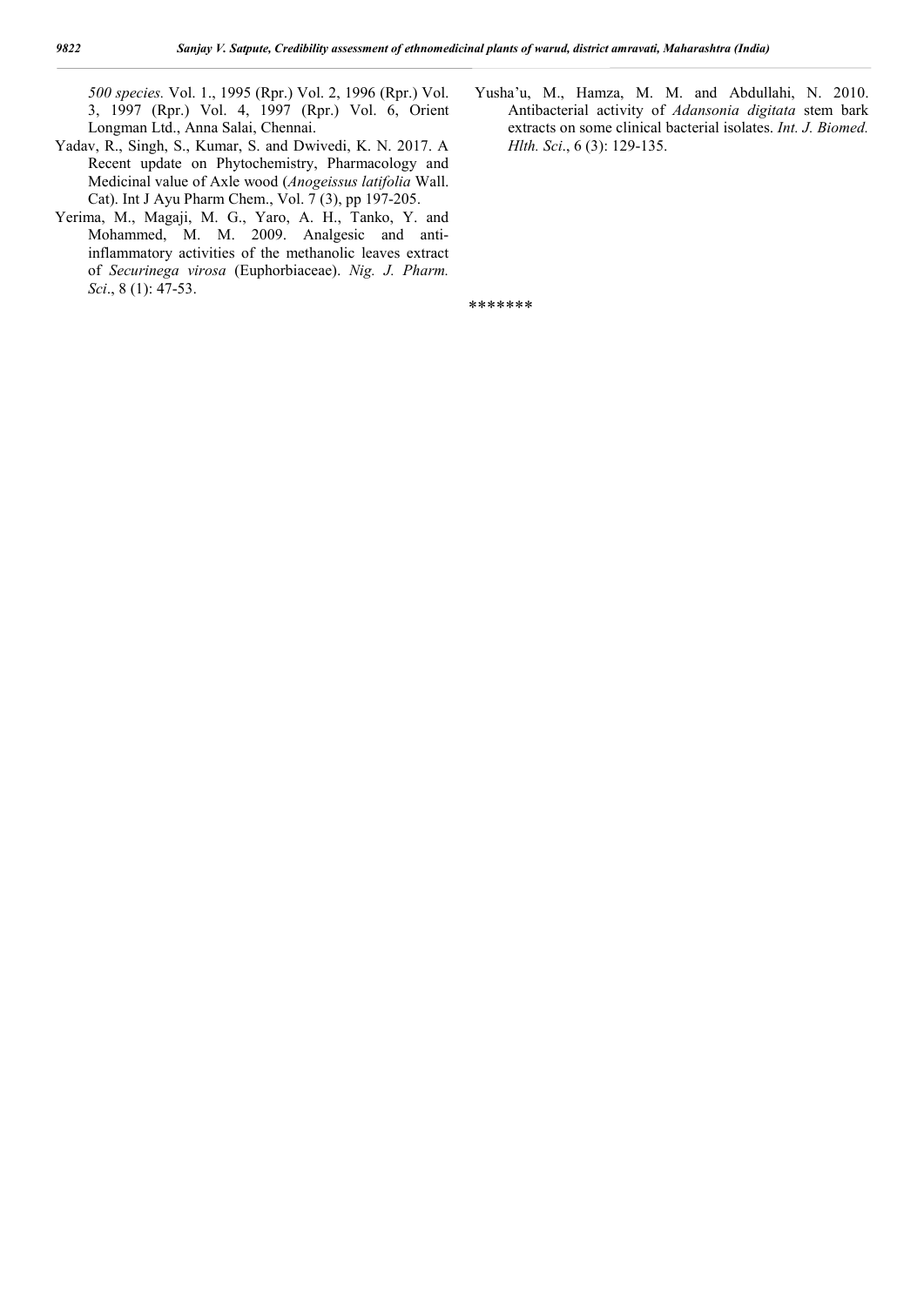*500 species.* Vol. 1., 1995 (Rpr.) Vol. 2, 1996 (Rpr.) Vol. 3, 1997 (Rpr.) Vol. 4, 1997 (Rpr.) Vol. 6, Orient Longman Ltd., Anna Salai, Chennai.

Yadav, R., Singh, S., Kumar, S. and Dwivedi, K. N. 2017. A Recent update on Phytochemistry, Pharmacology and Medicinal value of Axle wood (*Anogeissus latifolia* Wall. Cat). Int J Ayu Pharm Chem., Vol. 7 (3), pp 197-205.

Yerima, M., Magaji, M. G., Yaro, A. H., Tanko, Y. and Mohammed, M. M. 2009. Analgesic and anti-inflammatory activities of the methanolic leaves extract of *Securinega virosa* (Euphorbiaceae). *Nig. J. Pharm. Sci*., 8 (1): 47-53.

Yusha'u, M., Hamza, M. M. and Abdullahi, N. 2010. Antibacterial activity of *Adansonia digitata* stem bark extracts on some clinical bacterial isolates. *Int. J. Biomed. Hlth. Sci*., 6 (3): 129-135.

*******